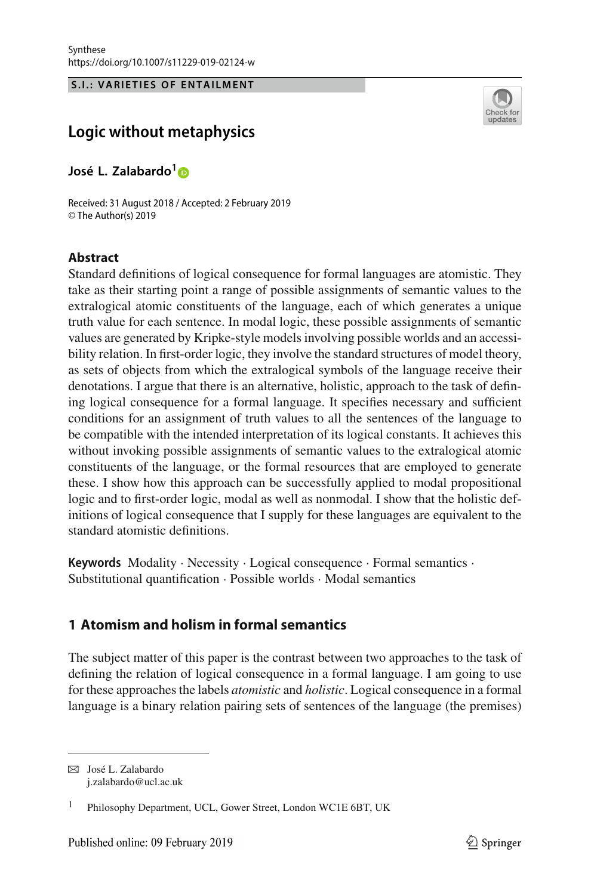S.I.: VARIETIES OF ENTAILMENT

# Logic without metaphysics

**José L. Zalabardo**[1]

Received: 31 August 2018 / Accepted: 2 February 2019
© The Author(s) 2019

## Abstract

Standard definitions of logical consequence for formal languages are atomistic. They take as their starting point a range of possible assignments of semantic values to the extralogical atomic constituents of the language, each of which generates a unique truth value for each sentence. In modal logic, these possible assignments of semantic values are generated by Kripke-style models involving possible worlds and an accessibility relation. In first-order logic, they involve the standard structures of model theory, as sets of objects from which the extralogical symbols of the language receive their denotations. I argue that there is an alternative, holistic, approach to the task of defining logical consequence for a formal language. It specifies necessary and sufficient conditions for an assignment of truth values to all the sentences of the language to be compatible with the intended interpretation of its logical constants. It achieves this without invoking possible assignments of semantic values to the extralogical atomic constituents of the language, or the formal resources that are employed to generate these. I show how this approach can be successfully applied to modal propositional logic and to first-order logic, modal as well as nonmodal. I show that the holistic definitions of logical consequence that I supply for these languages are equivalent to the standard atomistic definitions.

**Keywords** Modality · Necessity · Logical consequence · Formal semantics · Substitutional quantification · Possible worlds · Modal semantics

## 1 Atomism and holism in formal semantics

The subject matter of this paper is the contrast between two approaches to the task of defining the relation of logical consequence in a formal language. I am going to use for these approaches the labels *atomistic* and *holistic*. Logical consequence in a formal language is a binary relation pairing sets of sentences of the language (the premises)

---

✉ José L. Zalabardo
j.zalabardo@ucl.ac.uk

[1] Philosophy Department, UCL, Gower Street, London WC1E 6BT, UK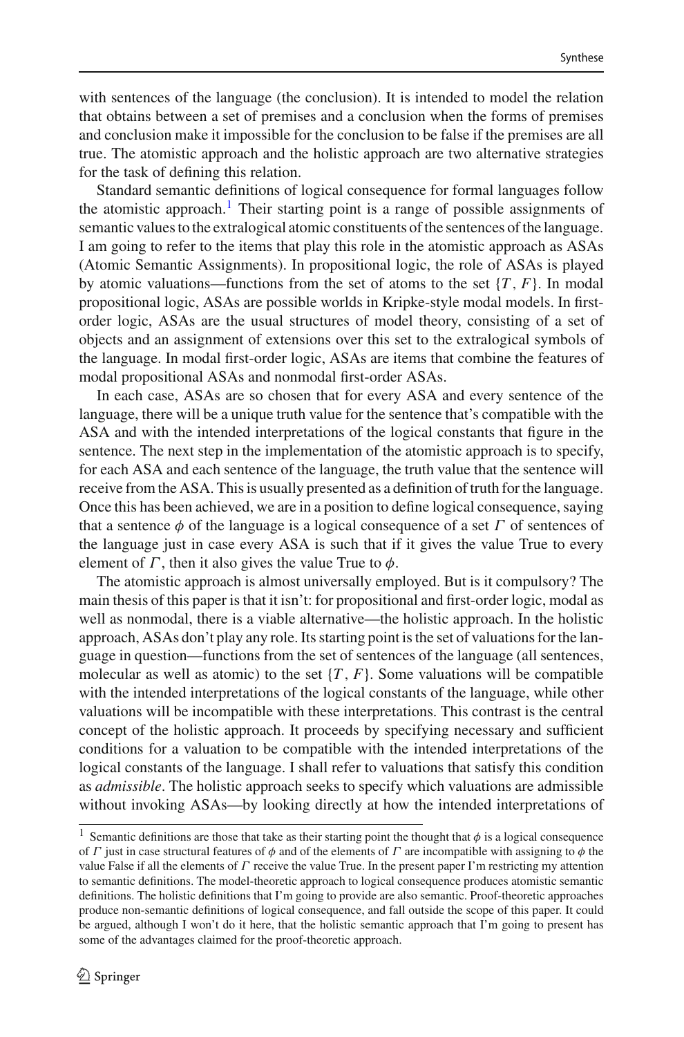with sentences of the language (the conclusion). It is intended to model the relation that obtains between a set of premises and a conclusion when the forms of premises and conclusion make it impossible for the conclusion to be false if the premises are all true. The atomistic approach and the holistic approach are two alternative strategies for the task of defining this relation.

Standard semantic definitions of logical consequence for formal languages follow the atomistic approach.[1] Their starting point is a range of possible assignments of semantic values to the extralogical atomic constituents of the sentences of the language. I am going to refer to the items that play this role in the atomistic approach as ASAs (Atomic Semantic Assignments). In propositional logic, the role of ASAs is played by atomic valuations—functions from the set of atoms to the set $\{T, F\}$. In modal propositional logic, ASAs are possible worlds in Kripke-style modal models. In first-order logic, ASAs are the usual structures of model theory, consisting of a set of objects and an assignment of extensions over this set to the extralogical symbols of the language. In modal first-order logic, ASAs are items that combine the features of modal propositional ASAs and nonmodal first-order ASAs.

In each case, ASAs are so chosen that for every ASA and every sentence of the language, there will be a unique truth value for the sentence that's compatible with the ASA and with the intended interpretations of the logical constants that figure in the sentence. The next step in the implementation of the atomistic approach is to specify, for each ASA and each sentence of the language, the truth value that the sentence will receive from the ASA. This is usually presented as a definition of truth for the language. Once this has been achieved, we are in a position to define logical consequence, saying that a sentence $\phi$ of the language is a logical consequence of a set $\Gamma$ of sentences of the language just in case every ASA is such that if it gives the value True to every element of $\Gamma$, then it also gives the value True to $\phi$.

The atomistic approach is almost universally employed. But is it compulsory? The main thesis of this paper is that it isn't: for propositional and first-order logic, modal as well as nonmodal, there is a viable alternative—the holistic approach. In the holistic approach, ASAs don't play any role. Its starting point is the set of valuations for the language in question—functions from the set of sentences of the language (all sentences, molecular as well as atomic) to the set $\{T, F\}$. Some valuations will be compatible with the intended interpretations of the logical constants of the language, while other valuations will be incompatible with these interpretations. This contrast is the central concept of the holistic approach. It proceeds by specifying necessary and sufficient conditions for a valuation to be compatible with the intended interpretations of the logical constants of the language. I shall refer to valuations that satisfy this condition as *admissible*. The holistic approach seeks to specify which valuations are admissible without invoking ASAs—by looking directly at how the intended interpretations of

---

[1] Semantic definitions are those that take as their starting point the thought that $\phi$ is a logical consequence of $\Gamma$ just in case structural features of $\phi$ and of the elements of $\Gamma$ are incompatible with assigning to $\phi$ the value False if all the elements of $\Gamma$ receive the value True. In the present paper I'm restricting my attention to semantic definitions. The model-theoretic approach to logical consequence produces atomistic semantic definitions. The holistic definitions that I'm going to provide are also semantic. Proof-theoretic approaches produce non-semantic definitions of logical consequence, and fall outside the scope of this paper. It could be argued, although I won't do it here, that the holistic semantic approach that I'm going to present has some of the advantages claimed for the proof-theoretic approach.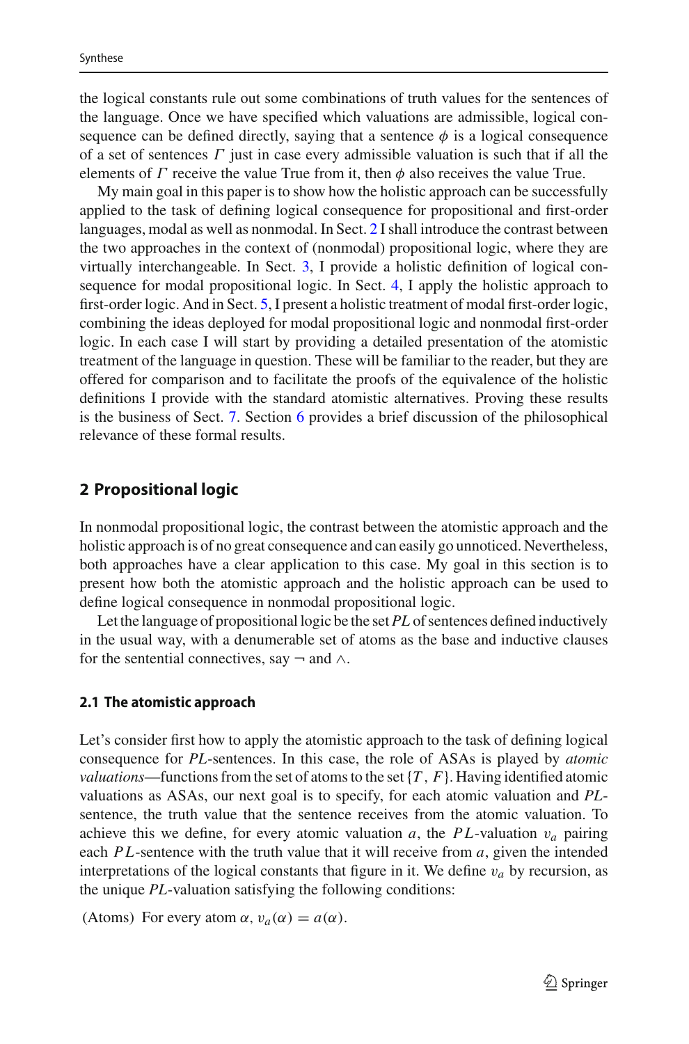the logical constants rule out some combinations of truth values for the sentences of the language. Once we have specified which valuations are admissible, logical consequence can be defined directly, saying that a sentence $\phi$ is a logical consequence of a set of sentences $\Gamma$ just in case every admissible valuation is such that if all the elements of $\Gamma$ receive the value True from it, then $\phi$ also receives the value True.

My main goal in this paper is to show how the holistic approach can be successfully applied to the task of defining logical consequence for propositional and first-order languages, modal as well as nonmodal. In Sect. 2 I shall introduce the contrast between the two approaches in the context of (nonmodal) propositional logic, where they are virtually interchangeable. In Sect. 3, I provide a holistic definition of logical consequence for modal propositional logic. In Sect. 4, I apply the holistic approach to first-order logic. And in Sect. 5, I present a holistic treatment of modal first-order logic, combining the ideas deployed for modal propositional logic and nonmodal first-order logic. In each case I will start by providing a detailed presentation of the atomistic treatment of the language in question. These will be familiar to the reader, but they are offered for comparison and to facilitate the proofs of the equivalence of the holistic definitions I provide with the standard atomistic alternatives. Proving these results is the business of Sect. 7. Section 6 provides a brief discussion of the philosophical relevance of these formal results.

## 2 Propositional logic

In nonmodal propositional logic, the contrast between the atomistic approach and the holistic approach is of no great consequence and can easily go unnoticed. Nevertheless, both approaches have a clear application to this case. My goal in this section is to present how both the atomistic approach and the holistic approach can be used to define logical consequence in nonmodal propositional logic.

Let the language of propositional logic be the set *PL* of sentences defined inductively in the usual way, with a denumerable set of atoms as the base and inductive clauses for the sentential connectives, say $\neg$ and $\wedge$.

### 2.1 The atomistic approach

Let's consider first how to apply the atomistic approach to the task of defining logical consequence for *PL*-sentences. In this case, the role of ASAs is played by *atomic valuations*—functions from the set of atoms to the set $\{T, F\}$. Having identified atomic valuations as ASAs, our next goal is to specify, for each atomic valuation and *PL*-sentence, the truth value that the sentence receives from the atomic valuation. To achieve this we define, for every atomic valuation $a$, the $PL$-valuation $v_a$ pairing each $PL$-sentence with the truth value that it will receive from $a$, given the intended interpretations of the logical constants that figure in it. We define $v_a$ by recursion, as the unique *PL*-valuation satisfying the following conditions:

(Atoms) For every atom $\alpha$, $v_a(\alpha) = a(\alpha)$.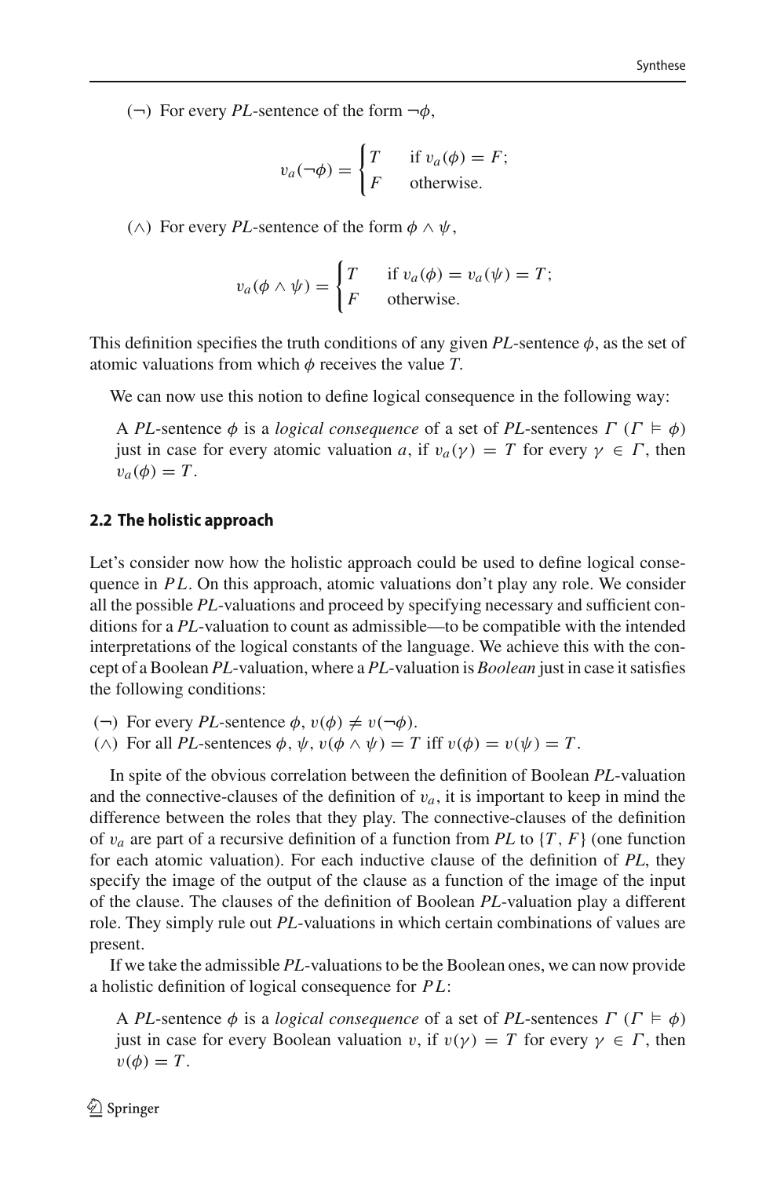(¬) For every *PL*-sentence of the form $\neg\phi$,

$$v_a(\neg\phi) = \begin{cases} T & \text{if } v_a(\phi) = F; \\ F & \text{otherwise.} \end{cases}$$

(∧) For every *PL*-sentence of the form $\phi \wedge \psi$,

$$v_a(\phi \wedge \psi) = \begin{cases} T & \text{if } v_a(\phi) = v_a(\psi) = T; \\ F & \text{otherwise.} \end{cases}$$

This definition specifies the truth conditions of any given *PL*-sentence $\phi$, as the set of atomic valuations from which $\phi$ receives the value *T*.

We can now use this notion to define logical consequence in the following way:

> A *PL*-sentence $\phi$ is a *logical consequence* of a set of *PL*-sentences $\Gamma$ ($\Gamma \vDash \phi$) just in case for every atomic valuation $a$, if $v_a(\gamma) = T$ for every $\gamma \in \Gamma$, then $v_a(\phi) = T$.

### 2.2 The holistic approach

Let's consider now how the holistic approach could be used to define logical consequence in $PL$. On this approach, atomic valuations don't play any role. We consider all the possible *PL*-valuations and proceed by specifying necessary and sufficient conditions for a *PL*-valuation to count as admissible—to be compatible with the intended interpretations of the logical constants of the language. We achieve this with the concept of a Boolean *PL*-valuation, where a *PL*-valuation is *Boolean* just in case it satisfies the following conditions:

(¬) For every *PL*-sentence $\phi$, $v(\phi) \neq v(\neg\phi)$.
(∧) For all *PL*-sentences $\phi$, $\psi$, $v(\phi \wedge \psi) = T$ iff $v(\phi) = v(\psi) = T$.

In spite of the obvious correlation between the definition of Boolean *PL*-valuation and the connective-clauses of the definition of $v_a$, it is important to keep in mind the difference between the roles that they play. The connective-clauses of the definition of $v_a$ are part of a recursive definition of a function from *PL* to $\{T, F\}$ (one function for each atomic valuation). For each inductive clause of the definition of *PL*, they specify the image of the output of the clause as a function of the image of the input of the clause. The clauses of the definition of Boolean *PL*-valuation play a different role. They simply rule out *PL*-valuations in which certain combinations of values are present.

If we take the admissible *PL*-valuations to be the Boolean ones, we can now provide a holistic definition of logical consequence for $PL$:

> A *PL*-sentence $\phi$ is a *logical consequence* of a set of *PL*-sentences $\Gamma$ ($\Gamma \vDash \phi$) just in case for every Boolean valuation $v$, if $v(\gamma) = T$ for every $\gamma \in \Gamma$, then $v(\phi) = T$.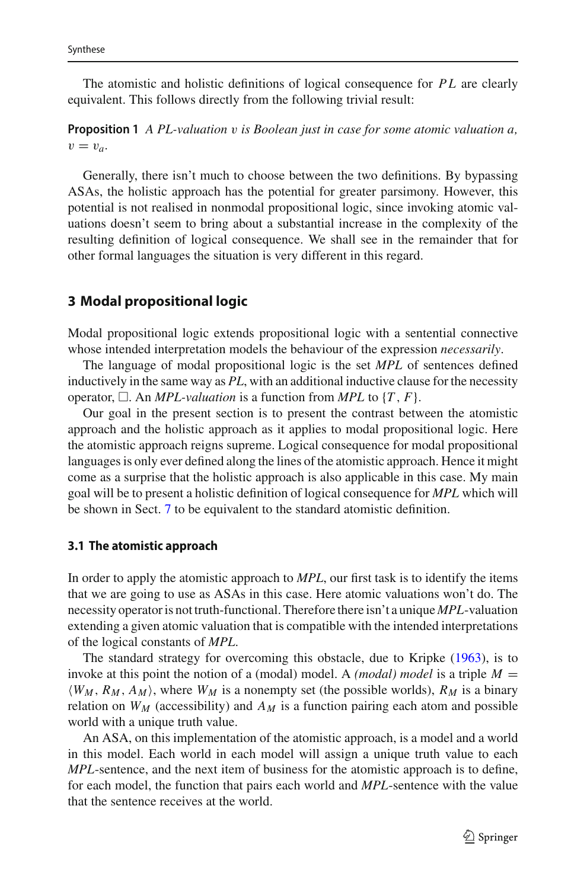The atomistic and holistic definitions of logical consequence for $PL$ are clearly equivalent. This follows directly from the following trivial result:

**Proposition 1** *A PL-valuation $v$ is Boolean just in case for some atomic valuation $a$, $v = v_a$.*

Generally, there isn't much to choose between the two definitions. By bypassing ASAs, the holistic approach has the potential for greater parsimony. However, this potential is not realised in nonmodal propositional logic, since invoking atomic valuations doesn't seem to bring about a substantial increase in the complexity of the resulting definition of logical consequence. We shall see in the remainder that for other formal languages the situation is very different in this regard.

## 3 Modal propositional logic

Modal propositional logic extends propositional logic with a sentential connective whose intended interpretation models the behaviour of the expression *necessarily*.

The language of modal propositional logic is the set *MPL* of sentences defined inductively in the same way as *PL*, with an additional inductive clause for the necessity operator, $\Box$. An *MPL-valuation* is a function from *MPL* to $\{T, F\}$.

Our goal in the present section is to present the contrast between the atomistic approach and the holistic approach as it applies to modal propositional logic. Here the atomistic approach reigns supreme. Logical consequence for modal propositional languages is only ever defined along the lines of the atomistic approach. Hence it might come as a surprise that the holistic approach is also applicable in this case. My main goal will be to present a holistic definition of logical consequence for *MPL* which will be shown in Sect. 7 to be equivalent to the standard atomistic definition.

### 3.1 The atomistic approach

In order to apply the atomistic approach to *MPL*, our first task is to identify the items that we are going to use as ASAs in this case. Here atomic valuations won't do. The necessity operator is not truth-functional. Therefore there isn't a unique *MPL*-valuation extending a given atomic valuation that is compatible with the intended interpretations of the logical constants of *MPL*.

The standard strategy for overcoming this obstacle, due to Kripke (1963), is to invoke at this point the notion of a (modal) model. A *(modal) model* is a triple $M = \langle W_M, R_M, A_M \rangle$, where $W_M$ is a nonempty set (the possible worlds), $R_M$ is a binary relation on $W_M$ (accessibility) and $A_M$ is a function pairing each atom and possible world with a unique truth value.

An ASA, on this implementation of the atomistic approach, is a model and a world in this model. Each world in each model will assign a unique truth value to each *MPL*-sentence, and the next item of business for the atomistic approach is to define, for each model, the function that pairs each world and *MPL*-sentence with the value that the sentence receives at the world.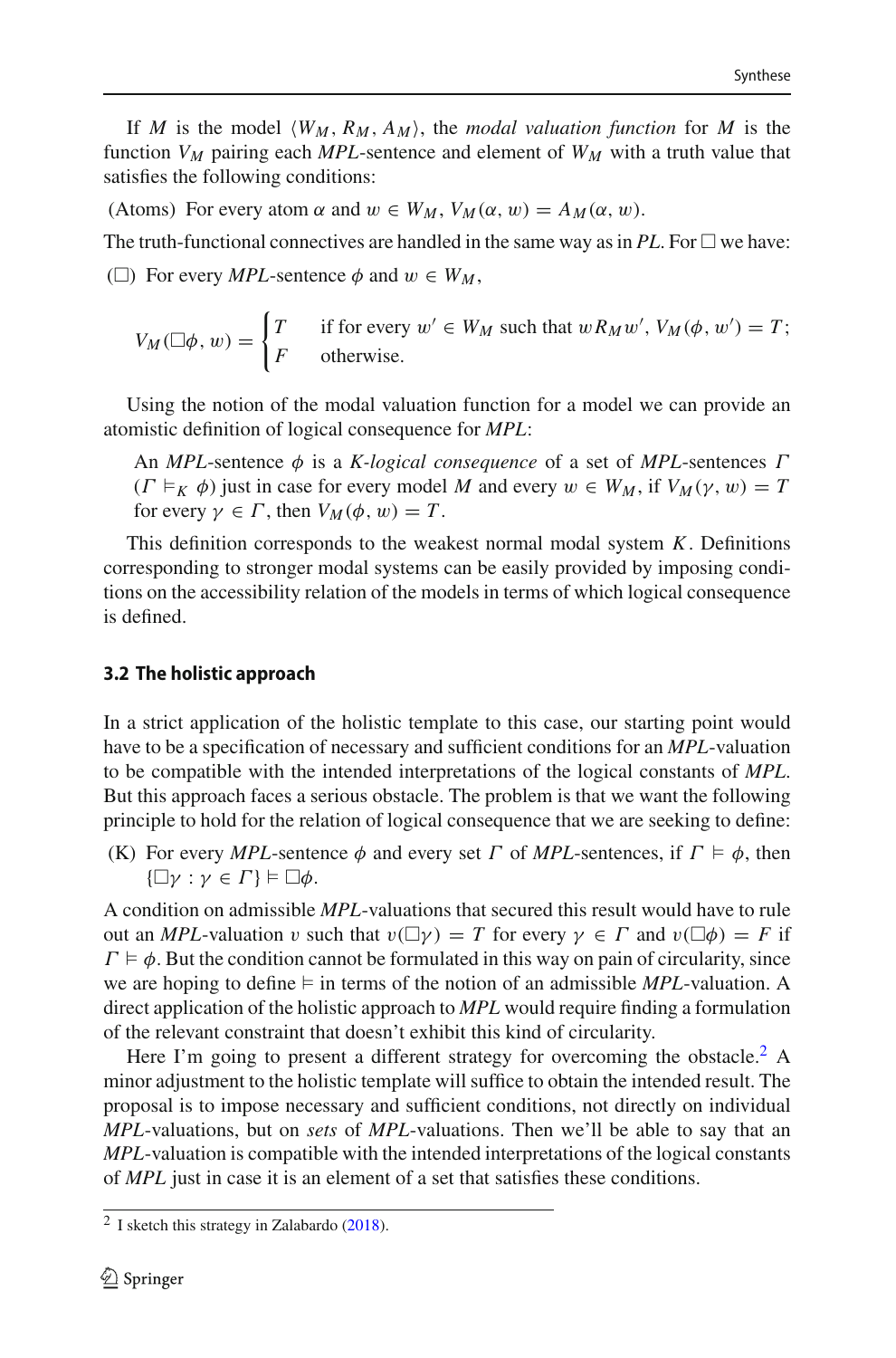If $M$ is the model $\langle W_M, R_M, A_M \rangle$, the *modal valuation function* for $M$ is the function $V_M$ pairing each *MPL*-sentence and element of $W_M$ with a truth value that satisfies the following conditions:

(Atoms) For every atom $\alpha$ and $w \in W_M$, $V_M(\alpha, w) = A_M(\alpha, w)$.

The truth-functional connectives are handled in the same way as in *PL*. For $\Box$ we have:

($\Box$) For every *MPL*-sentence $\phi$ and $w \in W_M$,

$$V_M(\Box\phi, w) = \begin{cases} T & \text{if for every } w' \in W_M \text{ such that } wR_Mw',\ V_M(\phi, w') = T; \\ F & \text{otherwise.} \end{cases}$$

Using the notion of the modal valuation function for a model we can provide an atomistic definition of logical consequence for *MPL*:

> An *MPL*-sentence $\phi$ is a *K-logical consequence* of a set of *MPL*-sentences $\Gamma$ ($\Gamma \vDash_K \phi$) just in case for every model $M$ and every $w \in W_M$, if $V_M(\gamma, w) = T$ for every $\gamma \in \Gamma$, then $V_M(\phi, w) = T$.

This definition corresponds to the weakest normal modal system $K$. Definitions corresponding to stronger modal systems can be easily provided by imposing conditions on the accessibility relation of the models in terms of which logical consequence is defined.

### 3.2 The holistic approach

In a strict application of the holistic template to this case, our starting point would have to be a specification of necessary and sufficient conditions for an *MPL*-valuation to be compatible with the intended interpretations of the logical constants of *MPL*. But this approach faces a serious obstacle. The problem is that we want the following principle to hold for the relation of logical consequence that we are seeking to define:

(K) For every *MPL*-sentence $\phi$ and every set $\Gamma$ of *MPL*-sentences, if $\Gamma \vDash \phi$, then $\{\Box\gamma : \gamma \in \Gamma\} \vDash \Box\phi$.

A condition on admissible *MPL*-valuations that secured this result would have to rule out an *MPL*-valuation $v$ such that $v(\Box\gamma) = T$ for every $\gamma \in \Gamma$ and $v(\Box\phi) = F$ if $\Gamma \vDash \phi$. But the condition cannot be formulated in this way on pain of circularity, since we are hoping to define $\vDash$ in terms of the notion of an admissible *MPL*-valuation. A direct application of the holistic approach to *MPL* would require finding a formulation of the relevant constraint that doesn't exhibit this kind of circularity.

Here I'm going to present a different strategy for overcoming the obstacle.[2] A minor adjustment to the holistic template will suffice to obtain the intended result. The proposal is to impose necessary and sufficient conditions, not directly on individual *MPL*-valuations, but on *sets* of *MPL*-valuations. Then we'll be able to say that an *MPL*-valuation is compatible with the intended interpretations of the logical constants of *MPL* just in case it is an element of a set that satisfies these conditions.

[2] I sketch this strategy in Zalabardo (2018).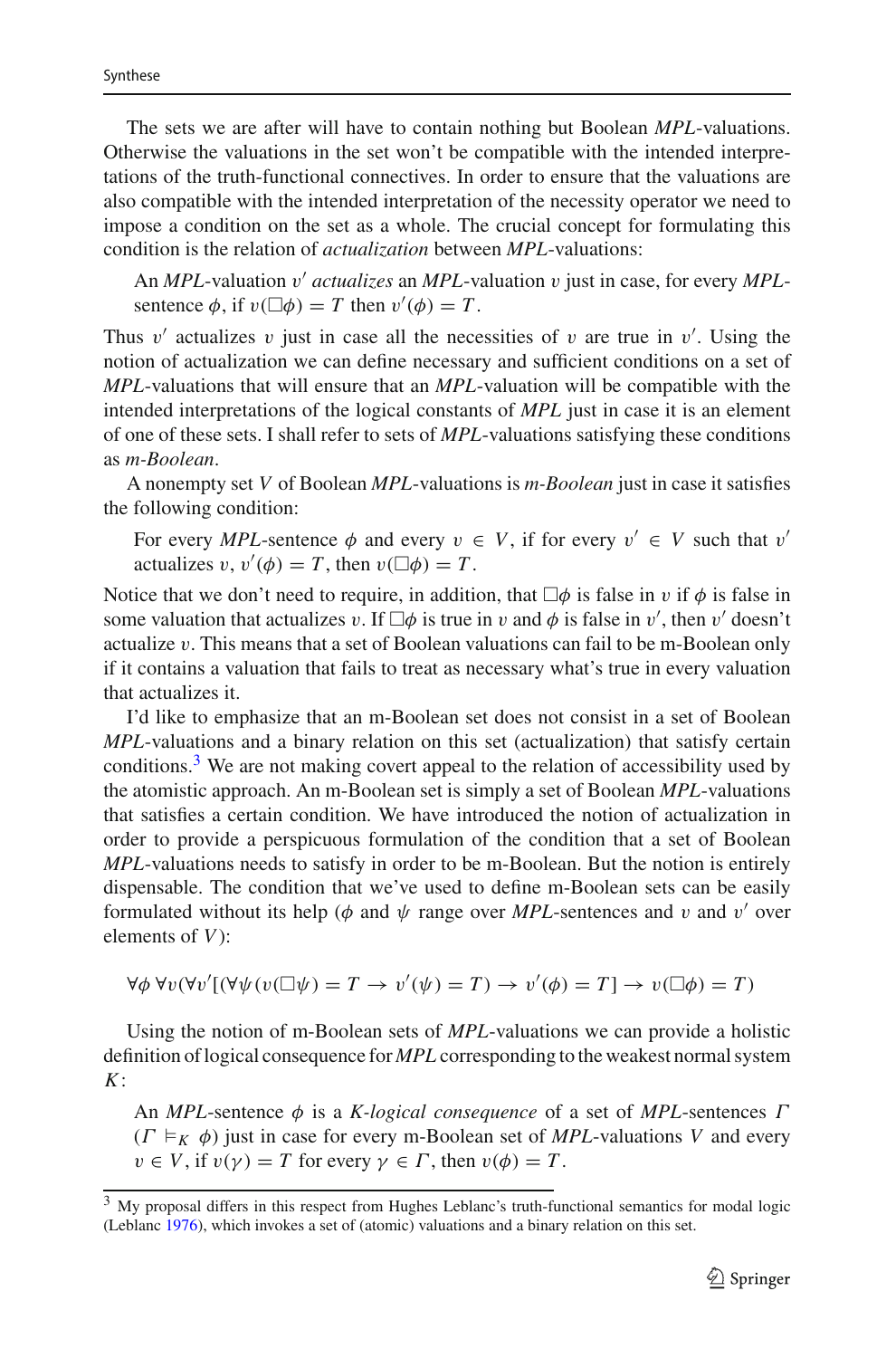The sets we are after will have to contain nothing but Boolean *MPL*-valuations. Otherwise the valuations in the set won't be compatible with the intended interpretations of the truth-functional connectives. In order to ensure that the valuations are also compatible with the intended interpretation of the necessity operator we need to impose a condition on the set as a whole. The crucial concept for formulating this condition is the relation of *actualization* between *MPL*-valuations:

> An *MPL*-valuation $v'$ *actualizes* an *MPL*-valuation $v$ just in case, for every *MPL*-sentence $\phi$, if $v(\Box\phi) = T$ then $v'(\phi) = T$.

Thus $v'$ actualizes $v$ just in case all the necessities of $v$ are true in $v'$. Using the notion of actualization we can define necessary and sufficient conditions on a set of *MPL*-valuations that will ensure that an *MPL*-valuation will be compatible with the intended interpretations of the logical constants of *MPL* just in case it is an element of one of these sets. I shall refer to sets of *MPL*-valuations satisfying these conditions as *m-Boolean*.

A nonempty set $V$ of Boolean *MPL*-valuations is *m-Boolean* just in case it satisfies the following condition:

> For every *MPL*-sentence $\phi$ and every $v \in V$, if for every $v' \in V$ such that $v'$ actualizes $v$, $v'(\phi) = T$, then $v(\Box\phi) = T$.

Notice that we don't need to require, in addition, that $\Box\phi$ is false in $v$ if $\phi$ is false in some valuation that actualizes $v$. If $\Box\phi$ is true in $v$ and $\phi$ is false in $v'$, then $v'$ doesn't actualize $v$. This means that a set of Boolean valuations can fail to be m-Boolean only if it contains a valuation that fails to treat as necessary what's true in every valuation that actualizes it.

I'd like to emphasize that an m-Boolean set does not consist in a set of Boolean *MPL*-valuations and a binary relation on this set (actualization) that satisfy certain conditions.[3] We are not making covert appeal to the relation of accessibility used by the atomistic approach. An m-Boolean set is simply a set of Boolean *MPL*-valuations that satisfies a certain condition. We have introduced the notion of actualization in order to provide a perspicuous formulation of the condition that a set of Boolean *MPL*-valuations needs to satisfy in order to be m-Boolean. But the notion is entirely dispensable. The condition that we've used to define m-Boolean sets can be easily formulated without its help ($\phi$ and $\psi$ range over *MPL*-sentences and $v$ and $v'$ over elements of $V$):

$$\forall\phi\, \forall v(\forall v'[(\forall\psi(v(\Box\psi) = T \rightarrow v'(\psi) = T) \rightarrow v'(\phi) = T] \rightarrow v(\Box\phi) = T)$$

Using the notion of m-Boolean sets of *MPL*-valuations we can provide a holistic definition of logical consequence for *MPL* corresponding to the weakest normal system $K$:

> An *MPL*-sentence $\phi$ is a *K-logical consequence* of a set of *MPL*-sentences $\Gamma$ ($\Gamma \vDash_K \phi$) just in case for every m-Boolean set of *MPL*-valuations $V$ and every $v \in V$, if $v(\gamma) = T$ for every $\gamma \in \Gamma$, then $v(\phi) = T$.

---

[3] My proposal differs in this respect from Hughes Leblanc's truth-functional semantics for modal logic (Leblanc 1976), which invokes a set of (atomic) valuations and a binary relation on this set.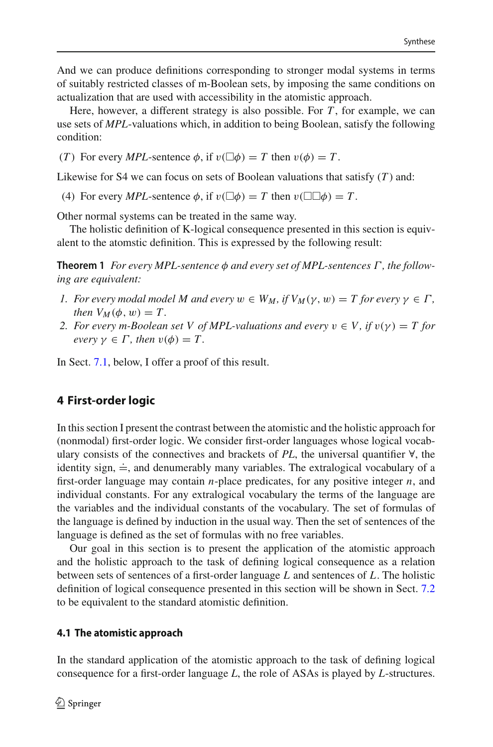And we can produce definitions corresponding to stronger modal systems in terms of suitably restricted classes of m-Boolean sets, by imposing the same conditions on actualization that are used with accessibility in the atomistic approach.

Here, however, a different strategy is also possible. For $T$, for example, we can use sets of *MPL*-valuations which, in addition to being Boolean, satisfy the following condition:

($T$) For every *MPL*-sentence $\phi$, if $v(\Box\phi) = T$ then $v(\phi) = T$.

Likewise for S4 we can focus on sets of Boolean valuations that satisfy ($T$) and:

(4) For every *MPL*-sentence $\phi$, if $v(\Box\phi) = T$ then $v(\Box\Box\phi) = T$.

Other normal systems can be treated in the same way.

The holistic definition of K-logical consequence presented in this section is equivalent to the atomstic definition. This is expressed by the following result:

**Theorem 1** *For every MPL-sentence $\phi$ and every set of MPL-sentences $\Gamma$, the following are equivalent:*

1. *For every modal model $M$ and every $w \in W_M$, if $V_M(\gamma, w) = T$ for every $\gamma \in \Gamma$, then $V_M(\phi, w) = T$.*
2. *For every m-Boolean set $V$ of MPL-valuations and every $v \in V$, if $v(\gamma) = T$ for every $\gamma \in \Gamma$, then $v(\phi) = T$.*

In Sect. 7.1, below, I offer a proof of this result.

## 4 First-order logic

In this section I present the contrast between the atomistic and the holistic approach for (nonmodal) first-order logic. We consider first-order languages whose logical vocabulary consists of the connectives and brackets of *PL*, the universal quantifier $\forall$, the identity sign, $\doteq$, and denumerably many variables. The extralogical vocabulary of a first-order language may contain $n$-place predicates, for any positive integer $n$, and individual constants. For any extralogical vocabulary the terms of the language are the variables and the individual constants of the vocabulary. The set of formulas of the language is defined by induction in the usual way. Then the set of sentences of the language is defined as the set of formulas with no free variables.

Our goal in this section is to present the application of the atomistic approach and the holistic approach to the task of defining logical consequence as a relation between sets of sentences of a first-order language $L$ and sentences of $L$. The holistic definition of logical consequence presented in this section will be shown in Sect. 7.2 to be equivalent to the standard atomistic definition.

### 4.1 The atomistic approach

In the standard application of the atomistic approach to the task of defining logical consequence for a first-order language $L$, the role of ASAs is played by $L$-structures.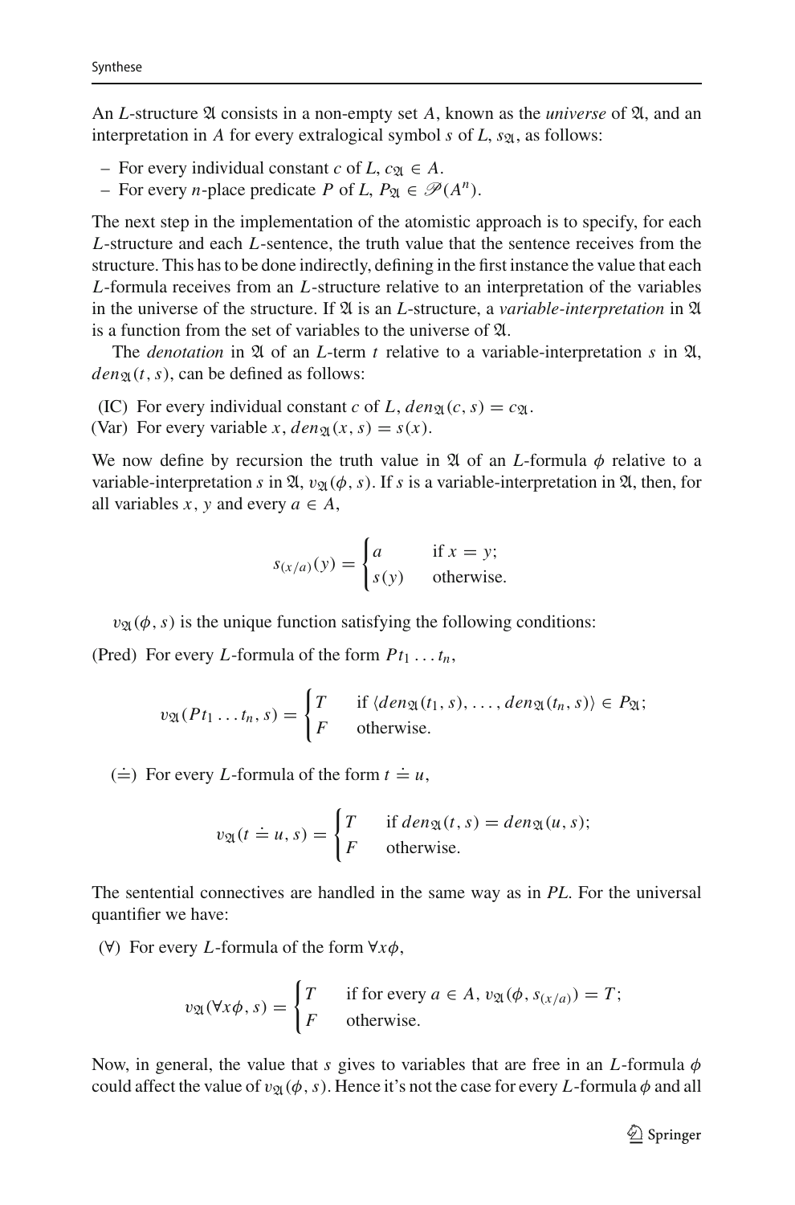An $L$-structure $\mathfrak{A}$ consists in a non-empty set $A$, known as the *universe* of $\mathfrak{A}$, and an interpretation in $A$ for every extralogical symbol $s$ of $L$, $s_{\mathfrak{A}}$, as follows:

- For every individual constant $c$ of $L$, $c_{\mathfrak{A}} \in A$.
- For every $n$-place predicate $P$ of $L$, $P_{\mathfrak{A}} \in \mathscr{P}(A^n)$.

The next step in the implementation of the atomistic approach is to specify, for each $L$-structure and each $L$-sentence, the truth value that the sentence receives from the structure. This has to be done indirectly, defining in the first instance the value that each $L$-formula receives from an $L$-structure relative to an interpretation of the variables in the universe of the structure. If $\mathfrak{A}$ is an $L$-structure, a *variable-interpretation* in $\mathfrak{A}$ is a function from the set of variables to the universe of $\mathfrak{A}$.

The *denotation* in $\mathfrak{A}$ of an $L$-term $t$ relative to a variable-interpretation $s$ in $\mathfrak{A}$, $den_{\mathfrak{A}}(t, s)$, can be defined as follows:

(IC) For every individual constant $c$ of $L$, $den_{\mathfrak{A}}(c, s) = c_{\mathfrak{A}}$.
(Var) For every variable $x$, $den_{\mathfrak{A}}(x, s) = s(x)$.

We now define by recursion the truth value in $\mathfrak{A}$ of an $L$-formula $\phi$ relative to a variable-interpretation $s$ in $\mathfrak{A}$, $v_{\mathfrak{A}}(\phi, s)$. If $s$ is a variable-interpretation in $\mathfrak{A}$, then, for all variables $x$, $y$ and every $a \in A$,

$$s_{(x/a)}(y) = \begin{cases} a & \text{if } x = y; \\ s(y) & \text{otherwise.} \end{cases}$$

$v_{\mathfrak{A}}(\phi, s)$ is the unique function satisfying the following conditions:

(Pred) For every $L$-formula of the form $Pt_1 \ldots t_n$,

$$v_{\mathfrak{A}}(Pt_1 \ldots t_n, s) = \begin{cases} T & \text{if } \langle den_{\mathfrak{A}}(t_1, s), \ldots, den_{\mathfrak{A}}(t_n, s) \rangle \in P_{\mathfrak{A}}; \\ F & \text{otherwise.} \end{cases}$$

($\doteq$) For every $L$-formula of the form $t \doteq u$,

$$v_{\mathfrak{A}}(t \doteq u, s) = \begin{cases} T & \text{if } den_{\mathfrak{A}}(t, s) = den_{\mathfrak{A}}(u, s); \\ F & \text{otherwise.} \end{cases}$$

The sentential connectives are handled in the same way as in *PL*. For the universal quantifier we have:

($\forall$) For every $L$-formula of the form $\forall x \phi$,

$$v_{\mathfrak{A}}(\forall x \phi, s) = \begin{cases} T & \text{if for every } a \in A, v_{\mathfrak{A}}(\phi, s_{(x/a)}) = T; \\ F & \text{otherwise.} \end{cases}$$

Now, in general, the value that $s$ gives to variables that are free in an $L$-formula $\phi$ could affect the value of $v_{\mathfrak{A}}(\phi, s)$. Hence it's not the case for every $L$-formula $\phi$ and all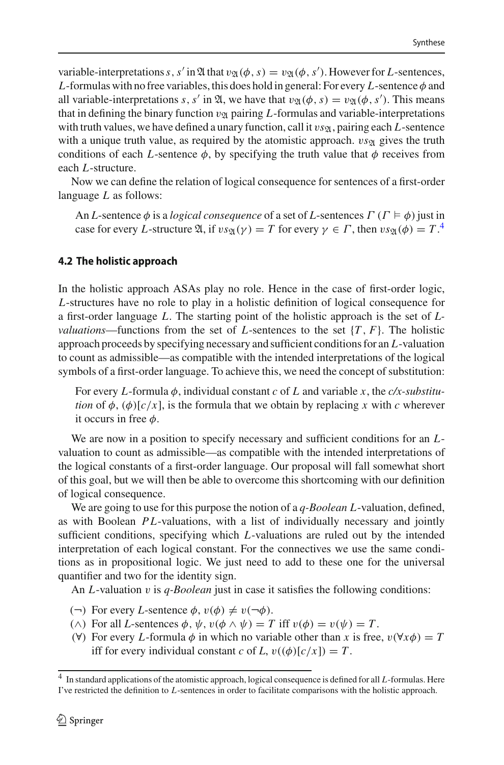variable-interpretations $s$, $s'$ in $\mathfrak{A}$ that $v_{\mathfrak{A}}(\phi, s) = v_{\mathfrak{A}}(\phi, s')$. However for $L$-sentences, $L$-formulas with no free variables, this does hold in general: For every $L$-sentence $\phi$ and all variable-interpretations $s$, $s'$ in $\mathfrak{A}$, we have that $v_{\mathfrak{A}}(\phi, s) = v_{\mathfrak{A}}(\phi, s')$. This means that in defining the binary function $v_{\mathfrak{A}}$ pairing $L$-formulas and variable-interpretations with truth values, we have defined a unary function, call it $vs_{\mathfrak{A}}$, pairing each $L$-sentence with a unique truth value, as required by the atomistic approach. $vs_{\mathfrak{A}}$ gives the truth conditions of each $L$-sentence $\phi$, by specifying the truth value that $\phi$ receives from each $L$-structure.

Now we can define the relation of logical consequence for sentences of a first-order language $L$ as follows:

> An $L$-sentence $\phi$ is a *logical consequence* of a set of $L$-sentences $\Gamma$ ($\Gamma \vDash \phi$) just in case for every $L$-structure $\mathfrak{A}$, if $vs_{\mathfrak{A}}(\gamma) = T$ for every $\gamma \in \Gamma$, then $vs_{\mathfrak{A}}(\phi) = T$.[4]

### 4.2 The holistic approach

In the holistic approach ASAs play no role. Hence in the case of first-order logic, $L$-structures have no role to play in a holistic definition of logical consequence for a first-order language $L$. The starting point of the holistic approach is the set of *L-valuations*—functions from the set of $L$-sentences to the set $\{T, F\}$. The holistic approach proceeds by specifying necessary and sufficient conditions for an $L$-valuation to count as admissible—as compatible with the intended interpretations of the logical symbols of a first-order language. To achieve this, we need the concept of substitution:

> For every $L$-formula $\phi$, individual constant $c$ of $L$ and variable $x$, the *c/x-substitution* of $\phi$, $(\phi)[c/x]$, is the formula that we obtain by replacing $x$ with $c$ wherever it occurs in free $\phi$.

We are now in a position to specify necessary and sufficient conditions for an $L$-valuation to count as admissible—as compatible with the intended interpretations of the logical constants of a first-order language. Our proposal will fall somewhat short of this goal, but we will then be able to overcome this shortcoming with our definition of logical consequence.

We are going to use for this purpose the notion of a *q-Boolean L*-valuation, defined, as with Boolean $PL$-valuations, with a list of individually necessary and jointly sufficient conditions, specifying which $L$-valuations are ruled out by the intended interpretation of each logical constant. For the connectives we use the same conditions as in propositional logic. We just need to add to these one for the universal quantifier and two for the identity sign.

An $L$-valuation $v$ is *q-Boolean* just in case it satisfies the following conditions:

- ($\neg$) For every $L$-sentence $\phi$, $v(\phi) \neq v(\neg\phi)$.
- ($\wedge$) For all $L$-sentences $\phi$, $\psi$, $v(\phi \wedge \psi) = T$ iff $v(\phi) = v(\psi) = T$.
- ($\forall$) For every $L$-formula $\phi$ in which no variable other than $x$ is free, $v(\forall x\phi) = T$ iff for every individual constant $c$ of $L$, $v((\phi)[c/x]) = T$.

[4] In standard applications of the atomistic approach, logical consequence is defined for all $L$-formulas. Here I've restricted the definition to $L$-sentences in order to facilitate comparisons with the holistic approach.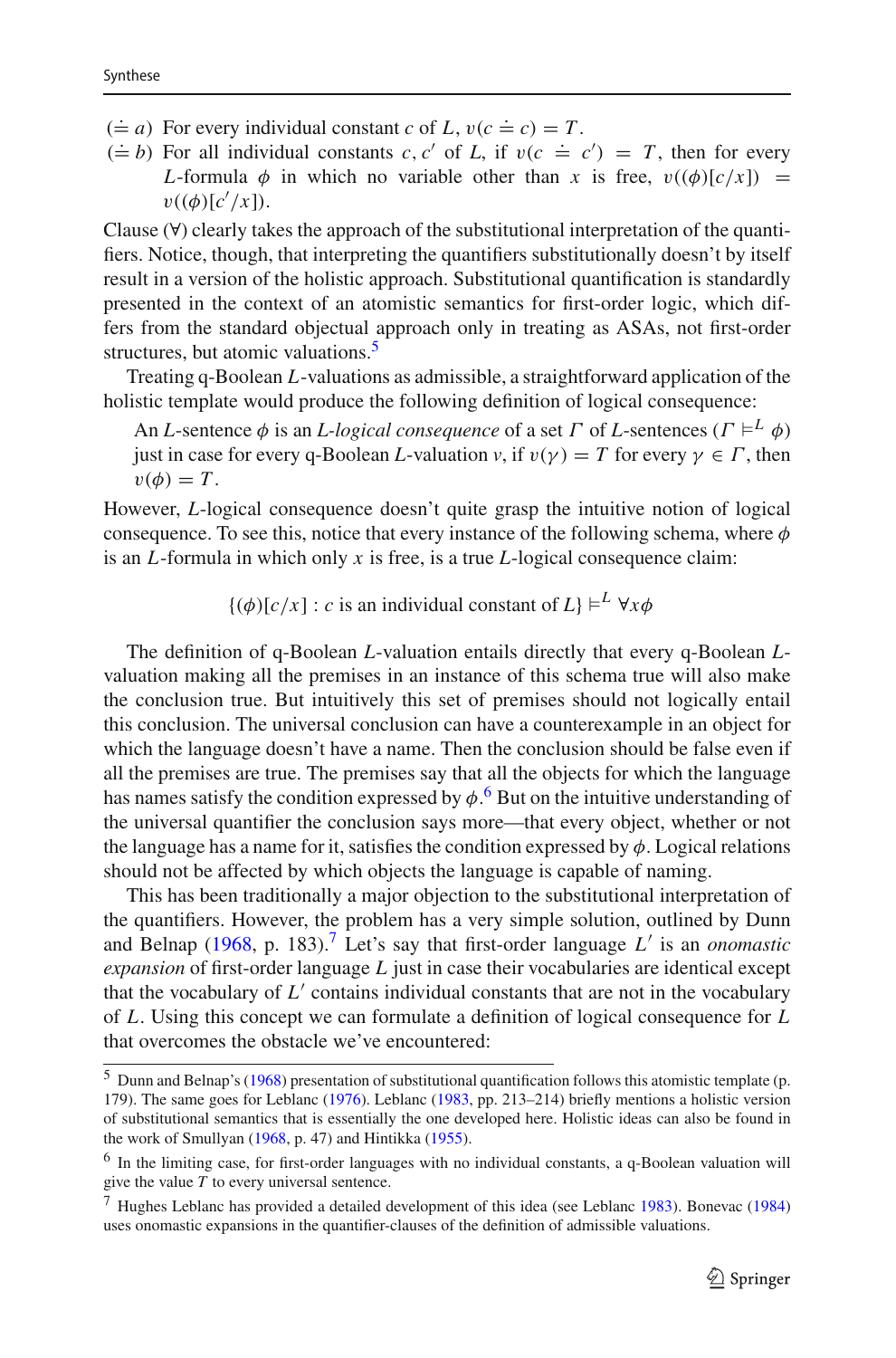($\doteq a$) For every individual constant $c$ of $L$, $v(c \doteq c) = T$.

($\doteq b$) For all individual constants $c, c'$ of $L$, if $v(c \doteq c') = T$, then for every $L$-formula $\phi$ in which no variable other than $x$ is free, $v((\phi)[c/x]) = v((\phi)[c'/x])$.

Clause (∀) clearly takes the approach of the substitutional interpretation of the quantifiers. Notice, though, that interpreting the quantifiers substitutionally doesn't by itself result in a version of the holistic approach. Substitutional quantification is standardly presented in the context of an atomistic semantics for first-order logic, which differs from the standard objectual approach only in treating as ASAs, not first-order structures, but atomic valuations.[5]

Treating q-Boolean $L$-valuations as admissible, a straightforward application of the holistic template would produce the following definition of logical consequence:

> An $L$-sentence $\phi$ is an *L-logical consequence* of a set $\Gamma$ of $L$-sentences ($\Gamma \vDash^L \phi$) just in case for every q-Boolean $L$-valuation $v$, if $v(\gamma) = T$ for every $\gamma \in \Gamma$, then $v(\phi) = T$.

However, $L$-logical consequence doesn't quite grasp the intuitive notion of logical consequence. To see this, notice that every instance of the following schema, where $\phi$ is an $L$-formula in which only $x$ is free, is a true $L$-logical consequence claim:

$$\{(\phi)[c/x] : c \text{ is an individual constant of } L\} \vDash^L \forall x\phi$$

The definition of q-Boolean $L$-valuation entails directly that every q-Boolean $L$-valuation making all the premises in an instance of this schema true will also make the conclusion true. But intuitively this set of premises should not logically entail this conclusion. The universal conclusion can have a counterexample in an object for which the language doesn't have a name. Then the conclusion should be false even if all the premises are true. The premises say that all the objects for which the language has names satisfy the condition expressed by $\phi$.[6] But on the intuitive understanding of the universal quantifier the conclusion says more—that every object, whether or not the language has a name for it, satisfies the condition expressed by $\phi$. Logical relations should not be affected by which objects the language is capable of naming.

This has been traditionally a major objection to the substitutional interpretation of the quantifiers. However, the problem has a very simple solution, outlined by Dunn and Belnap (1968, p. 183).[7] Let's say that first-order language $L'$ is an *onomastic expansion* of first-order language $L$ just in case their vocabularies are identical except that the vocabulary of $L'$ contains individual constants that are not in the vocabulary of $L$. Using this concept we can formulate a definition of logical consequence for $L$ that overcomes the obstacle we've encountered:

---

[5] Dunn and Belnap's (1968) presentation of substitutional quantification follows this atomistic template (p. 179). The same goes for Leblanc (1976). Leblanc (1983, pp. 213–214) briefly mentions a holistic version of substitutional semantics that is essentially the one developed here. Holistic ideas can also be found in the work of Smullyan (1968, p. 47) and Hintikka (1955).

[6] In the limiting case, for first-order languages with no individual constants, a q-Boolean valuation will give the value $T$ to every universal sentence.

[7] Hughes Leblanc has provided a detailed development of this idea (see Leblanc 1983). Bonevac (1984) uses onomastic expansions in the quantifier-clauses of the definition of admissible valuations.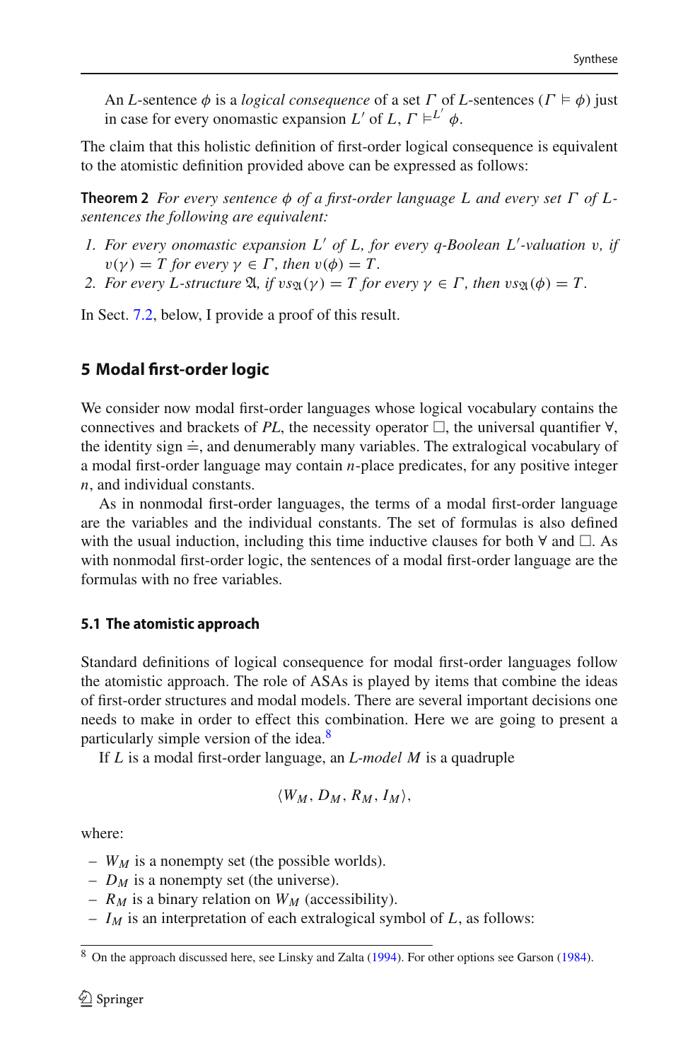An $L$-sentence $\phi$ is a *logical consequence* of a set $\Gamma$ of $L$-sentences ($\Gamma \vDash \phi$) just in case for every onomastic expansion $L'$ of $L$, $\Gamma \vDash^{L'} \phi$.

The claim that this holistic definition of first-order logical consequence is equivalent to the atomistic definition provided above can be expressed as follows:

**Theorem 2** *For every sentence $\phi$ of a first-order language $L$ and every set $\Gamma$ of $L$-sentences the following are equivalent:*

1. *For every onomastic expansion $L'$ of $L$, for every q-Boolean $L'$-valuation $v$, if $v(\gamma) = T$ for every $\gamma \in \Gamma$, then $v(\phi) = T$.*
2. *For every $L$-structure $\mathfrak{A}$, if $vs_{\mathfrak{A}}(\gamma) = T$ for every $\gamma \in \Gamma$, then $vs_{\mathfrak{A}}(\phi) = T$.*

In Sect. 7.2, below, I provide a proof of this result.

## 5 Modal first-order logic

We consider now modal first-order languages whose logical vocabulary contains the connectives and brackets of *PL*, the necessity operator $\Box$, the universal quantifier $\forall$, the identity sign $\doteq$, and denumerably many variables. The extralogical vocabulary of a modal first-order language may contain $n$-place predicates, for any positive integer $n$, and individual constants.

As in nonmodal first-order languages, the terms of a modal first-order language are the variables and the individual constants. The set of formulas is also defined with the usual induction, including this time inductive clauses for both $\forall$ and $\Box$. As with nonmodal first-order logic, the sentences of a modal first-order language are the formulas with no free variables.

### 5.1 The atomistic approach

Standard definitions of logical consequence for modal first-order languages follow the atomistic approach. The role of ASAs is played by items that combine the ideas of first-order structures and modal models. There are several important decisions one needs to make in order to effect this combination. Here we are going to present a particularly simple version of the idea.[8]

If $L$ is a modal first-order language, an *$L$-model* $M$ is a quadruple

$$\langle W_M, D_M, R_M, I_M \rangle,$$

where:

- $W_M$ is a nonempty set (the possible worlds).
- $D_M$ is a nonempty set (the universe).
- $R_M$ is a binary relation on $W_M$ (accessibility).
- $I_M$ is an interpretation of each extralogical symbol of $L$, as follows:

[8] On the approach discussed here, see Linsky and Zalta (1994). For other options see Garson (1984).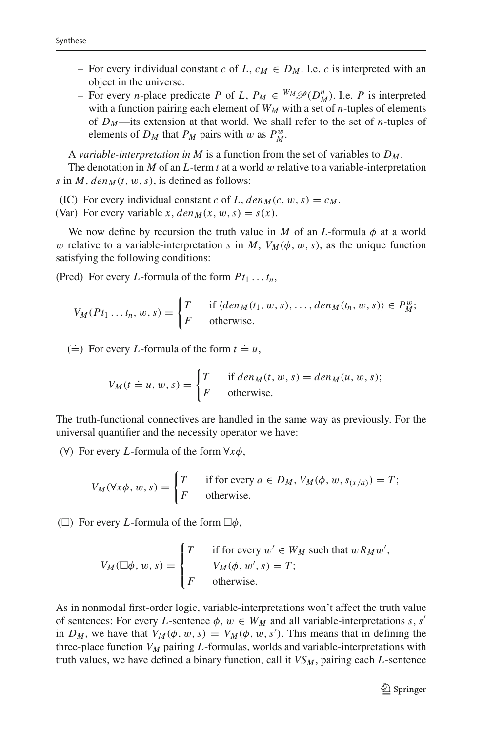- For every individual constant $c$ of $L$, $c_M \in D_M$. I.e. $c$ is interpreted with an object in the universe.
- For every $n$-place predicate $P$ of $L$, $P_M \in {}^{W_M}\mathscr{P}(D_M^n)$. I.e. $P$ is interpreted with a function pairing each element of $W_M$ with a set of $n$-tuples of elements of $D_M$—its extension at that world. We shall refer to the set of $n$-tuples of elements of $D_M$ that $P_M$ pairs with $w$ as $P_M^w$.

A *variable-interpretation in M* is a function from the set of variables to $D_M$.

The denotation in $M$ of an $L$-term $t$ at a world $w$ relative to a variable-interpretation $s$ in $M$, $den_M(t, w, s)$, is defined as follows:

(IC) For every individual constant $c$ of $L$, $den_M(c, w, s) = c_M$.
(Var) For every variable $x$, $den_M(x, w, s) = s(x)$.

We now define by recursion the truth value in $M$ of an $L$-formula $\phi$ at a world $w$ relative to a variable-interpretation $s$ in $M$, $V_M(\phi, w, s)$, as the unique function satisfying the following conditions:

(Pred) For every $L$-formula of the form $Pt_1 \ldots t_n$,

$$V_M(Pt_1 \ldots t_n, w, s) = \begin{cases} T & \text{if } \langle den_M(t_1, w, s), \ldots, den_M(t_n, w, s)\rangle \in P_M^w; \\ F & \text{otherwise.} \end{cases}$$

($\doteq$) For every $L$-formula of the form $t \doteq u$,

$$V_M(t \doteq u, w, s) = \begin{cases} T & \text{if } den_M(t, w, s) = den_M(u, w, s); \\ F & \text{otherwise.} \end{cases}$$

The truth-functional connectives are handled in the same way as previously. For the universal quantifier and the necessity operator we have:

($\forall$) For every $L$-formula of the form $\forall x\phi$,

$$V_M(\forall x\phi, w, s) = \begin{cases} T & \text{if for every } a \in D_M,\ V_M(\phi, w, s_{(x/a)}) = T; \\ F & \text{otherwise.} \end{cases}$$

($\Box$) For every $L$-formula of the form $\Box\phi$,

$$V_M(\Box\phi, w, s) = \begin{cases} T & \text{if for every } w' \in W_M \text{ such that } wR_Mw', \\ & \quad V_M(\phi, w', s) = T; \\ F & \text{otherwise.} \end{cases}$$

As in nonmodal first-order logic, variable-interpretations won't affect the truth value of sentences: For every $L$-sentence $\phi$, $w \in W_M$ and all variable-interpretations $s, s'$ in $D_M$, we have that $V_M(\phi, w, s) = V_M(\phi, w, s')$. This means that in defining the three-place function $V_M$ pairing $L$-formulas, worlds and variable-interpretations with truth values, we have defined a binary function, call it $VS_M$, pairing each $L$-sentence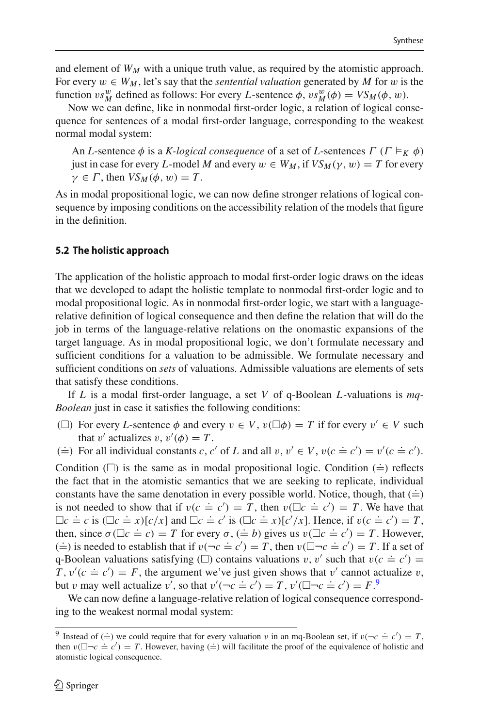and element of $W_M$ with a unique truth value, as required by the atomistic approach. For every $w \in W_M$, let's say that the *sentential valuation* generated by $M$ for $w$ is the function $vs^w_M$ defined as follows: For every $L$-sentence $\phi$, $vs^w_M(\phi) = VS_M(\phi, w)$.

Now we can define, like in nonmodal first-order logic, a relation of logical consequence for sentences of a modal first-order language, corresponding to the weakest normal modal system:

> An $L$-sentence $\phi$ is a *K-logical consequence* of a set of $L$-sentences $\Gamma$ ($\Gamma \vDash_K \phi$) just in case for every $L$-model $M$ and every $w \in W_M$, if $VS_M(\gamma, w) = T$ for every $\gamma \in \Gamma$, then $VS_M(\phi, w) = T$.

As in modal propositional logic, we can now define stronger relations of logical consequence by imposing conditions on the accessibility relation of the models that figure in the definition.

### 5.2 The holistic approach

The application of the holistic approach to modal first-order logic draws on the ideas that we developed to adapt the holistic template to nonmodal first-order logic and to modal propositional logic. As in nonmodal first-order logic, we start with a language-relative definition of logical consequence and then define the relation that will do the job in terms of the language-relative relations on the onomastic expansions of the target language. As in modal propositional logic, we don't formulate necessary and sufficient conditions for a valuation to be admissible. We formulate necessary and sufficient conditions on *sets* of valuations. Admissible valuations are elements of sets that satisfy these conditions.

If $L$ is a modal first-order language, a set $V$ of q-Boolean $L$-valuations is *mq-Boolean* just in case it satisfies the following conditions:

($\Box$) For every $L$-sentence $\phi$ and every $v \in V$, $v(\Box\phi) = T$ if for every $v' \in V$ such that $v'$ actualizes $v$, $v'(\phi) = T$.

($\doteq$) For all individual constants $c, c'$ of $L$ and all $v, v' \in V$, $v(c \doteq c') = v'(c \doteq c')$.

Condition ($\Box$) is the same as in modal propositional logic. Condition ($\doteq$) reflects the fact that in the atomistic semantics that we are seeking to replicate, individual constants have the same denotation in every possible world. Notice, though, that ($\doteq$) is not needed to show that if $v(c \doteq c') = T$, then $v(\Box c \doteq c') = T$. We have that $\Box c \doteq c$ is $(\Box c \doteq x)[c/x]$ and $\Box c \doteq c'$ is $(\Box c \doteq x)[c'/x]$. Hence, if $v(c \doteq c') = T$, then, since $\sigma(\Box c \doteq c) = T$ for every $\sigma$, ($\doteq b$) gives us $v(\Box c \doteq c') = T$. However, ($\doteq$) is needed to establish that if $v(\neg c \doteq c') = T$, then $v(\Box\neg c \doteq c') = T$. If a set of q-Boolean valuations satisfying ($\Box$) contains valuations $v, v'$ such that $v(c \doteq c') = T$, $v'(c \doteq c') = F$, the argument we've just given shows that $v'$ cannot actualize $v$, but $v$ may well actualize $v'$, so that $v'(\neg c \doteq c') = T$, $v'(\Box\neg c \doteq c') = F$.[9]

We can now define a language-relative relation of logical consequence corresponding to the weakest normal modal system:

---

[9] Instead of ($\doteq$) we could require that for every valuation $v$ in an mq-Boolean set, if $v(\neg c \doteq c') = T$, then $v(\Box\neg c \doteq c') = T$. However, having ($\doteq$) will facilitate the proof of the equivalence of holistic and atomistic logical consequence.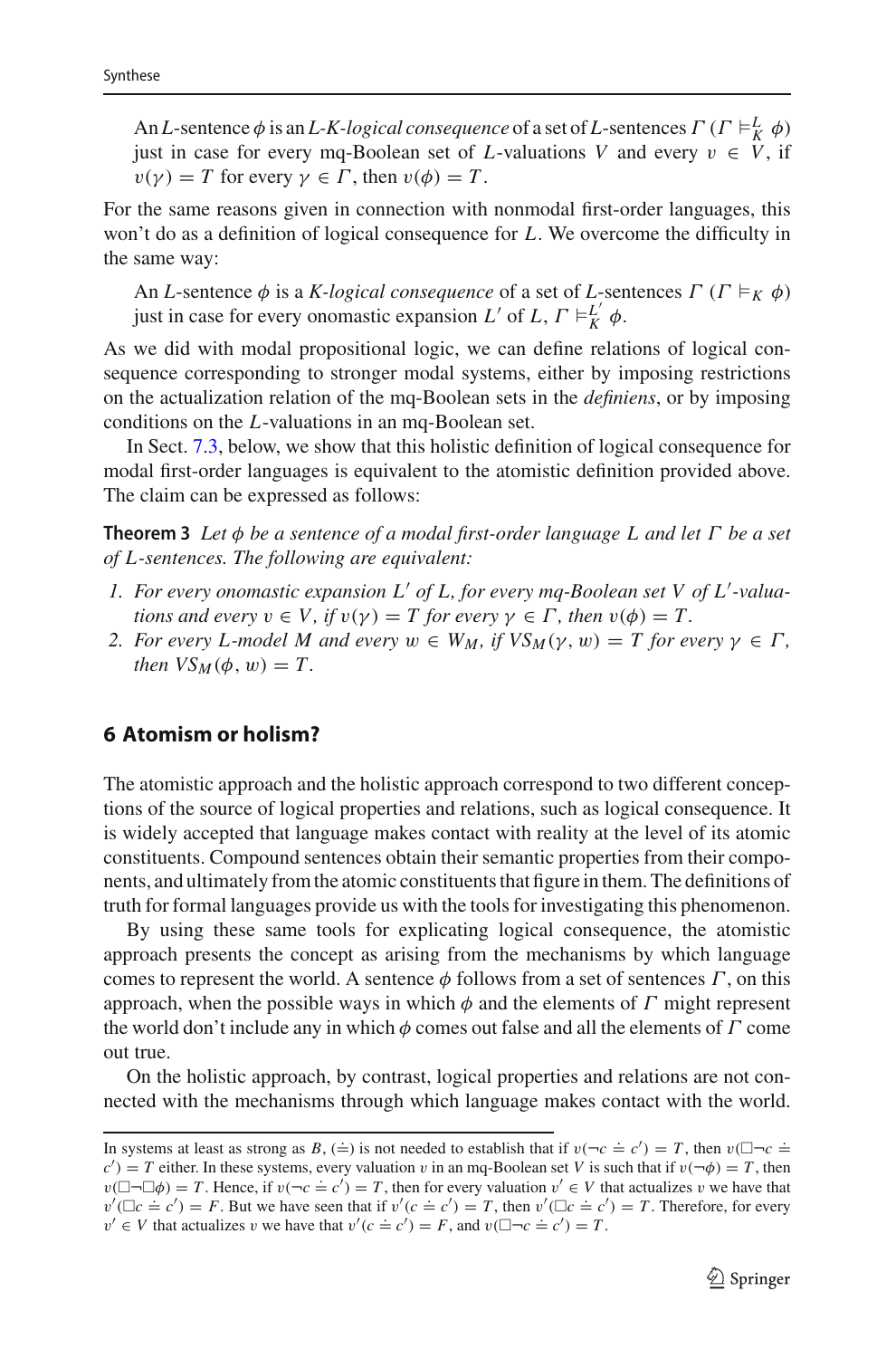An $L$-sentence $\phi$ is an *$L$-$K$-logical consequence* of a set of $L$-sentences $\Gamma$ ($\Gamma \vDash_K^L \phi$) just in case for every mq-Boolean set of $L$-valuations $V$ and every $v \in V$, if $v(\gamma) = T$ for every $\gamma \in \Gamma$, then $v(\phi) = T$.

For the same reasons given in connection with nonmodal first-order languages, this won't do as a definition of logical consequence for $L$. We overcome the difficulty in the same way:

An $L$-sentence $\phi$ is a *$K$-logical consequence* of a set of $L$-sentences $\Gamma$ ($\Gamma \vDash_K \phi$) just in case for every onomastic expansion $L'$ of $L$, $\Gamma \vDash_K^{L'} \phi$.

As we did with modal propositional logic, we can define relations of logical consequence corresponding to stronger modal systems, either by imposing restrictions on the actualization relation of the mq-Boolean sets in the *definiens*, or by imposing conditions on the $L$-valuations in an mq-Boolean set.

In Sect. 7.3, below, we show that this holistic definition of logical consequence for modal first-order languages is equivalent to the atomistic definition provided above. The claim can be expressed as follows:

**Theorem 3** *Let $\phi$ be a sentence of a modal first-order language $L$ and let $\Gamma$ be a set of $L$-sentences. The following are equivalent:*

1. *For every onomastic expansion $L'$ of $L$, for every mq-Boolean set $V$ of $L'$-valuations and every $v \in V$, if $v(\gamma) = T$ for every $\gamma \in \Gamma$, then $v(\phi) = T$.*
2. *For every $L$-model $M$ and every $w \in W_M$, if $VS_M(\gamma, w) = T$ for every $\gamma \in \Gamma$, then $VS_M(\phi, w) = T$.*

## 6 Atomism or holism?

The atomistic approach and the holistic approach correspond to two different conceptions of the source of logical properties and relations, such as logical consequence. It is widely accepted that language makes contact with reality at the level of its atomic constituents. Compound sentences obtain their semantic properties from their components, and ultimately from the atomic constituents that figure in them. The definitions of truth for formal languages provide us with the tools for investigating this phenomenon.

By using these same tools for explicating logical consequence, the atomistic approach presents the concept as arising from the mechanisms by which language comes to represent the world. A sentence $\phi$ follows from a set of sentences $\Gamma$, on this approach, when the possible ways in which $\phi$ and the elements of $\Gamma$ might represent the world don't include any in which $\phi$ comes out false and all the elements of $\Gamma$ come out true.

On the holistic approach, by contrast, logical properties and relations are not connected with the mechanisms through which language makes contact with the world.

---

In systems at least as strong as $B$, ($\doteq$) is not needed to establish that if $v(\neg c \doteq c') = T$, then $v(\Box\neg c \doteq c') = T$ either. In these systems, every valuation $v$ in an mq-Boolean set $V$ is such that if $v(\neg\phi) = T$, then $v(\Box\neg\Box\phi) = T$. Hence, if $v(\neg c \doteq c') = T$, then for every valuation $v' \in V$ that actualizes $v$ we have that $v'(\Box c \doteq c') = F$. But we have seen that if $v'(c \doteq c') = T$, then $v'(\Box c \doteq c') = T$. Therefore, for every $v' \in V$ that actualizes $v$ we have that $v'(c \doteq c') = F$, and $v(\Box\neg c \doteq c') = T$.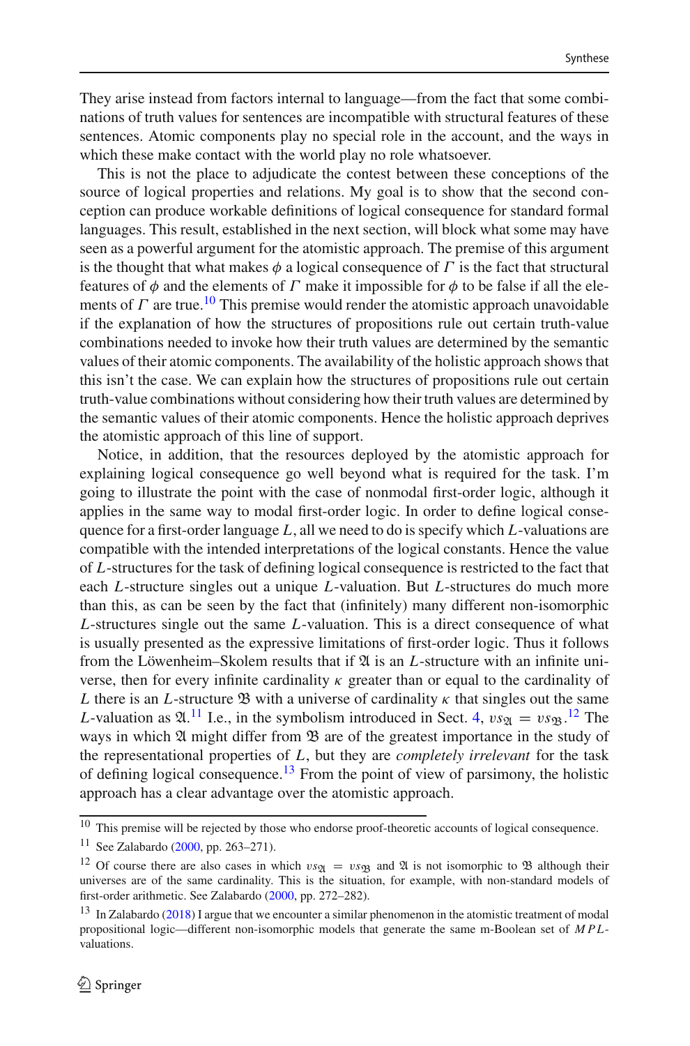They arise instead from factors internal to language—from the fact that some combinations of truth values for sentences are incompatible with structural features of these sentences. Atomic components play no special role in the account, and the ways in which these make contact with the world play no role whatsoever.

This is not the place to adjudicate the contest between these conceptions of the source of logical properties and relations. My goal is to show that the second conception can produce workable definitions of logical consequence for standard formal languages. This result, established in the next section, will block what some may have seen as a powerful argument for the atomistic approach. The premise of this argument is the thought that what makes $\phi$ a logical consequence of $\Gamma$ is the fact that structural features of $\phi$ and the elements of $\Gamma$ make it impossible for $\phi$ to be false if all the elements of $\Gamma$ are true.[10] This premise would render the atomistic approach unavoidable if the explanation of how the structures of propositions rule out certain truth-value combinations needed to invoke how their truth values are determined by the semantic values of their atomic components. The availability of the holistic approach shows that this isn't the case. We can explain how the structures of propositions rule out certain truth-value combinations without considering how their truth values are determined by the semantic values of their atomic components. Hence the holistic approach deprives the atomistic approach of this line of support.

Notice, in addition, that the resources deployed by the atomistic approach for explaining logical consequence go well beyond what is required for the task. I'm going to illustrate the point with the case of nonmodal first-order logic, although it applies in the same way to modal first-order logic. In order to define logical consequence for a first-order language $L$, all we need to do is specify which $L$-valuations are compatible with the intended interpretations of the logical constants. Hence the value of $L$-structures for the task of defining logical consequence is restricted to the fact that each $L$-structure singles out a unique $L$-valuation. But $L$-structures do much more than this, as can be seen by the fact that (infinitely) many different non-isomorphic $L$-structures single out the same $L$-valuation. This is a direct consequence of what is usually presented as the expressive limitations of first-order logic. Thus it follows from the Löwenheim–Skolem results that if $\mathfrak{A}$ is an $L$-structure with an infinite universe, then for every infinite cardinality $\kappa$ greater than or equal to the cardinality of $L$ there is an $L$-structure $\mathfrak{B}$ with a universe of cardinality $\kappa$ that singles out the same $L$-valuation as $\mathfrak{A}$.[11] I.e., in the symbolism introduced in Sect. 4, $vs_{\mathfrak{A}} = vs_{\mathfrak{B}}$.[12] The ways in which $\mathfrak{A}$ might differ from $\mathfrak{B}$ are of the greatest importance in the study of the representational properties of $L$, but they are *completely irrelevant* for the task of defining logical consequence.[13] From the point of view of parsimony, the holistic approach has a clear advantage over the atomistic approach.

---

[10] This premise will be rejected by those who endorse proof-theoretic accounts of logical consequence.

[11] See Zalabardo (2000, pp. 263–271).

[12] Of course there are also cases in which $vs_{\mathfrak{A}} = vs_{\mathfrak{B}}$ and $\mathfrak{A}$ is not isomorphic to $\mathfrak{B}$ although their universes are of the same cardinality. This is the situation, for example, with non-standard models of first-order arithmetic. See Zalabardo (2000, pp. 272–282).

[13] In Zalabardo (2018) I argue that we encounter a similar phenomenon in the atomistic treatment of modal propositional logic—different non-isomorphic models that generate the same m-Boolean set of $MPL$-valuations.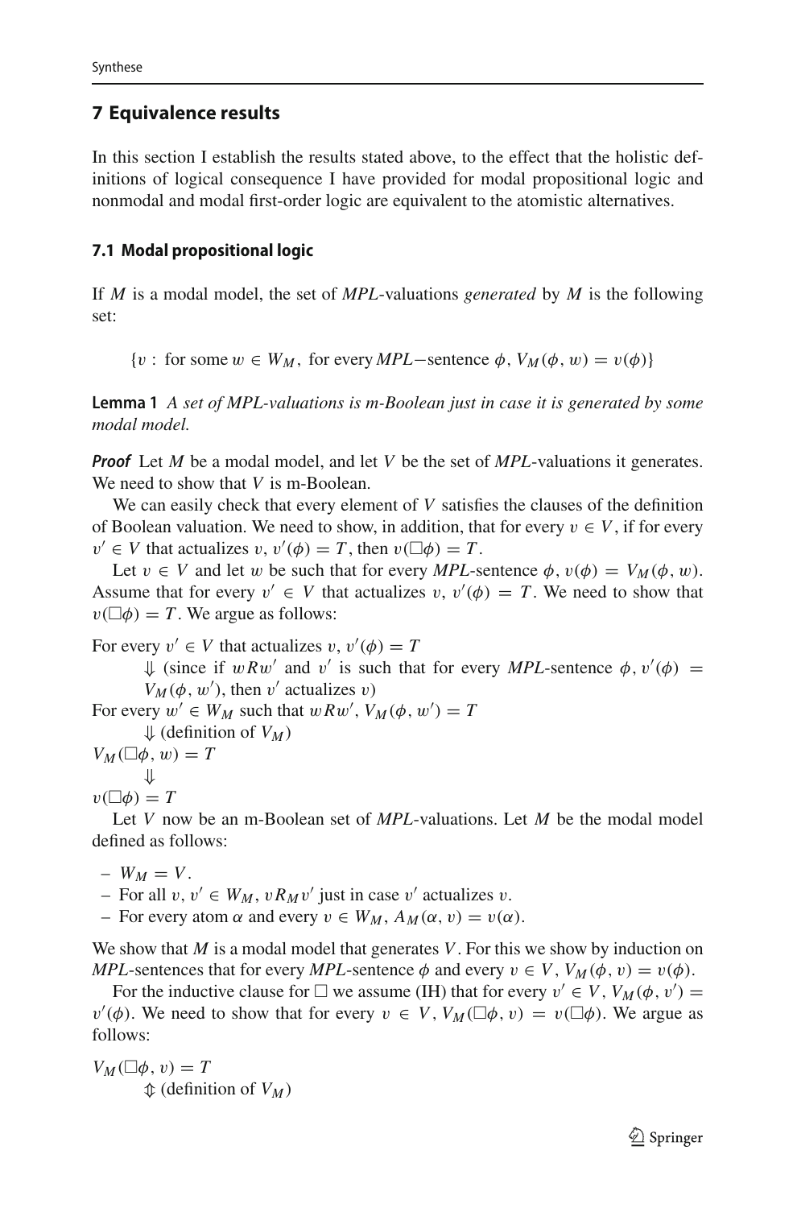## 7 Equivalence results

In this section I establish the results stated above, to the effect that the holistic definitions of logical consequence I have provided for modal propositional logic and nonmodal and modal first-order logic are equivalent to the atomistic alternatives.

### 7.1 Modal propositional logic

If $M$ is a modal model, the set of *MPL*-valuations *generated* by $M$ is the following set:

$$\{v : \text{ for some } w \in W_M, \text{ for every } MPL\text{−sentence } \phi,\ V_M(\phi, w) = v(\phi)\}$$

**Lemma 1** *A set of MPL-valuations is m-Boolean just in case it is generated by some modal model.*

***Proof*** Let $M$ be a modal model, and let $V$ be the set of *MPL*-valuations it generates. We need to show that $V$ is m-Boolean.

We can easily check that every element of $V$ satisfies the clauses of the definition of Boolean valuation. We need to show, in addition, that for every $v \in V$, if for every $v' \in V$ that actualizes $v$, $v'(\phi) = T$, then $v(\Box\phi) = T$.

Let $v \in V$ and let $w$ be such that for every *MPL*-sentence $\phi$, $v(\phi) = V_M(\phi, w)$. Assume that for every $v' \in V$ that actualizes $v$, $v'(\phi) = T$. We need to show that $v(\Box\phi) = T$. We argue as follows:

For every $v' \in V$ that actualizes $v$, $v'(\phi) = T$

$\Downarrow$ (since if $wRw'$ and $v'$ is such that for every *MPL*-sentence $\phi$, $v'(\phi) = V_M(\phi, w')$, then $v'$ actualizes $v$)

For every $w' \in W_M$ such that $wRw'$, $V_M(\phi, w') = T$

$\Downarrow$ (definition of $V_M$)

$V_M(\Box\phi, w) = T$

$\Downarrow$

$v(\Box\phi) = T$

Let $V$ now be an m-Boolean set of *MPL*-valuations. Let $M$ be the modal model defined as follows:

- $W_M = V$.
- For all $v, v' \in W_M$, $vR_Mv'$ just in case $v'$ actualizes $v$.
- For every atom $\alpha$ and every $v \in W_M$, $A_M(\alpha, v) = v(\alpha)$.

We show that $M$ is a modal model that generates $V$. For this we show by induction on *MPL*-sentences that for every *MPL*-sentence $\phi$ and every $v \in V$, $V_M(\phi, v) = v(\phi)$.

For the inductive clause for $\Box$ we assume (IH) that for every $v' \in V$, $V_M(\phi, v') = v'(\phi)$. We need to show that for every $v \in V$, $V_M(\Box\phi, v) = v(\Box\phi)$. We argue as follows:

$V_M(\Box\phi, v) = T$

$\Updownarrow$ (definition of $V_M$)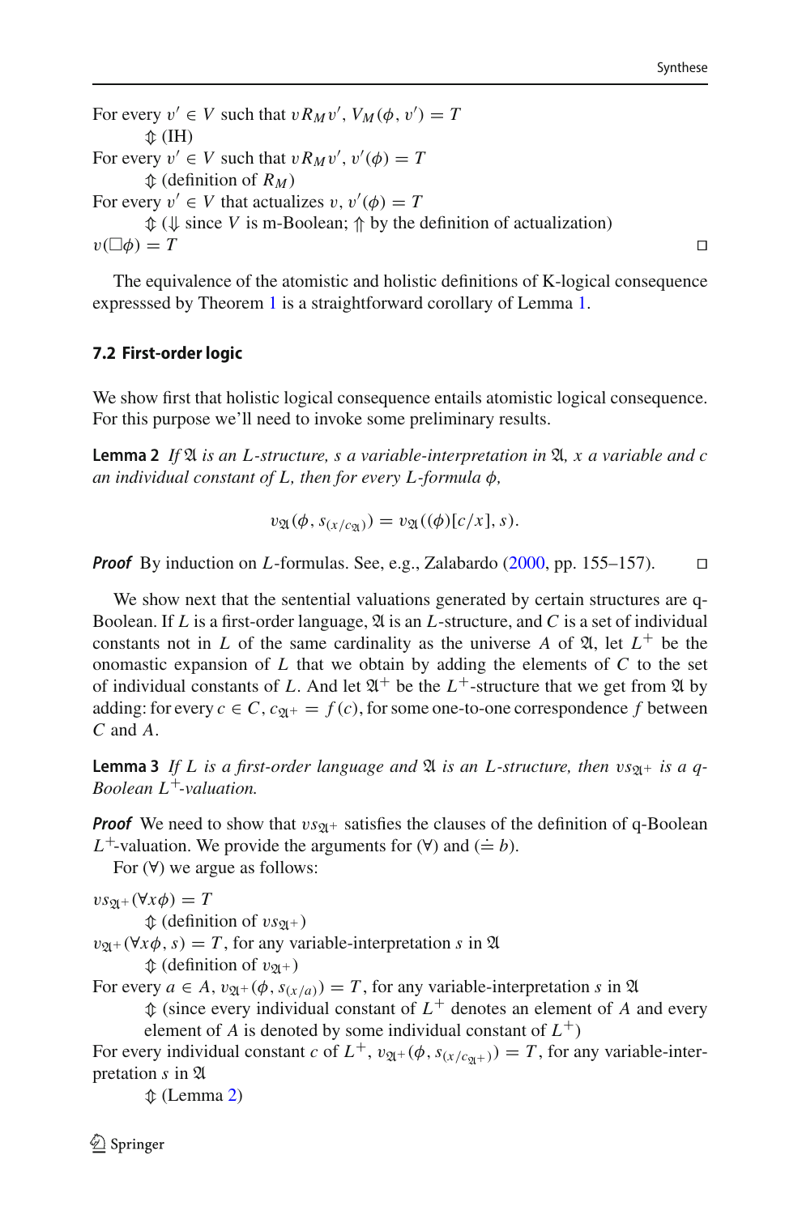For every $v' \in V$ such that $vR_Mv'$, $V_M(\phi, v') = T$

$\Updownarrow$ (IH)

For every $v' \in V$ such that $vR_Mv'$, $v'(\phi) = T$

$\Updownarrow$ (definition of $R_M$)

For every $v' \in V$ that actualizes $v$, $v'(\phi) = T$

$\Updownarrow$ ($\Downarrow$ since $V$ is m-Boolean; $\Uparrow$ by the definition of actualization)

$v(\Box\phi) = T$ $\square$

The equivalence of the atomistic and holistic definitions of K-logical consequence expresssed by Theorem 1 is a straightforward corollary of Lemma 1.

### 7.2 First-order logic

We show first that holistic logical consequence entails atomistic logical consequence. For this purpose we'll need to invoke some preliminary results.

**Lemma 2** *If $\mathfrak{A}$ is an $L$-structure, $s$ a variable-interpretation in $\mathfrak{A}$, $x$ a variable and $c$ an individual constant of $L$, then for every $L$-formula $\phi$,*

$$v_{\mathfrak{A}}(\phi, s_{(x/c_{\mathfrak{A}})}) = v_{\mathfrak{A}}((\phi)[c/x], s).$$

***Proof*** By induction on $L$-formulas. See, e.g., Zalabardo (2000, pp. 155–157). $\square$

We show next that the sentential valuations generated by certain structures are q-Boolean. If $L$ is a first-order language, $\mathfrak{A}$ is an $L$-structure, and $C$ is a set of individual constants not in $L$ of the same cardinality as the universe $A$ of $\mathfrak{A}$, let $L^+$ be the onomastic expansion of $L$ that we obtain by adding the elements of $C$ to the set of individual constants of $L$. And let $\mathfrak{A}^+$ be the $L^+$-structure that we get from $\mathfrak{A}$ by adding: for every $c \in C$, $c_{\mathfrak{A}^+} = f(c)$, for some one-to-one correspondence $f$ between $C$ and $A$.

**Lemma 3** *If $L$ is a first-order language and $\mathfrak{A}$ is an $L$-structure, then $vs_{\mathfrak{A}^+}$ is a q-Boolean $L^+$-valuation.*

***Proof*** We need to show that $vs_{\mathfrak{A}^+}$ satisfies the clauses of the definition of q-Boolean $L^+$-valuation. We provide the arguments for ($\forall$) and ($\doteq b$).

For ($\forall$) we argue as follows:

$vs_{\mathfrak{A}^+}(\forall x\phi) = T$

$\Updownarrow$ (definition of $vs_{\mathfrak{A}^+}$)

$v_{\mathfrak{A}^+}(\forall x\phi, s) = T$, for any variable-interpretation $s$ in $\mathfrak{A}$

$\Updownarrow$ (definition of $v_{\mathfrak{A}^+}$)

For every $a \in A$, $v_{\mathfrak{A}^+}(\phi, s_{(x/a)}) = T$, for any variable-interpretation $s$ in $\mathfrak{A}$

$\Updownarrow$ (since every individual constant of $L^+$ denotes an element of $A$ and every element of $A$ is denoted by some individual constant of $L^+$)

For every individual constant $c$ of $L^+$, $v_{\mathfrak{A}^+}(\phi, s_{(x/c_{\mathfrak{A}^+})}) = T$, for any variable-interpretation $s$ in $\mathfrak{A}$

$\Updownarrow$ (Lemma 2)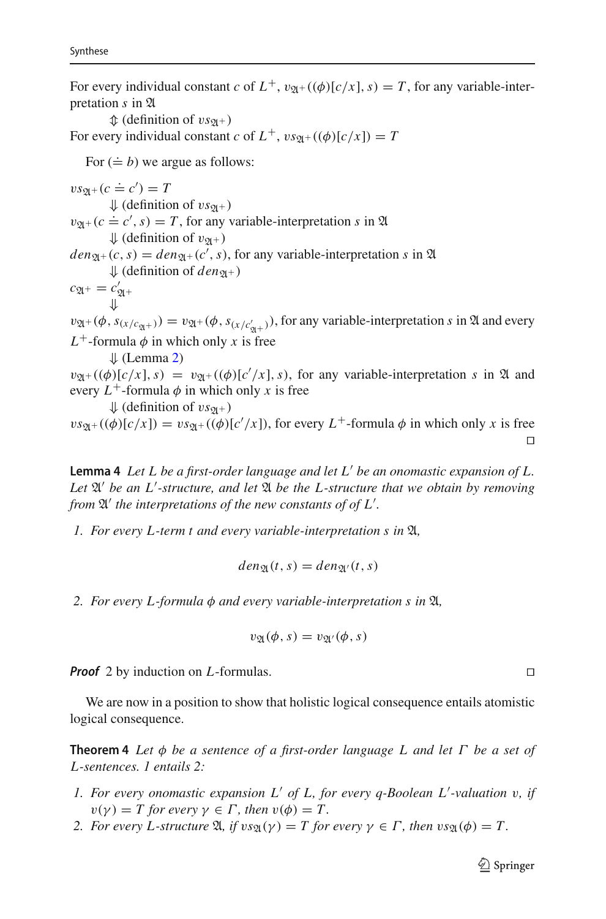For every individual constant $c$ of $L^+$, $v_{\mathfrak{A}^+}((\phi)[c/x], s) = T$, for any variable-interpretation $s$ in $\mathfrak{A}$

$\Updownarrow$ (definition of $vs_{\mathfrak{A}^+}$)

For every individual constant $c$ of $L^+$, $vs_{\mathfrak{A}^+}((\phi)[c/x]) = T$

For $(\doteq b)$ we argue as follows:

$vs_{\mathfrak{A}^+}(c \doteq c') = T$

$\Downarrow$ (definition of $vs_{\mathfrak{A}^+}$)

$v_{\mathfrak{A}^+}(c \doteq c', s) = T$, for any variable-interpretation $s$ in $\mathfrak{A}$

$\Downarrow$ (definition of $v_{\mathfrak{A}^+}$)

$den_{\mathfrak{A}^+}(c, s) = den_{\mathfrak{A}^+}(c', s)$, for any variable-interpretation $s$ in $\mathfrak{A}$

$\Downarrow$ (definition of $den_{\mathfrak{A}^+}$)

$c_{\mathfrak{A}^+} = c'_{\mathfrak{A}^+}$

$\Downarrow$

$v_{\mathfrak{A}^+}(\phi, s_{(x/c_{\mathfrak{A}^+})}) = v_{\mathfrak{A}^+}(\phi, s_{(x/c'_{\mathfrak{A}^+})})$, for any variable-interpretation $s$ in $\mathfrak{A}$ and every $L^+$-formula $\phi$ in which only $x$ is free

$\Downarrow$ (Lemma 2)

$v_{\mathfrak{A}^+}((\phi)[c/x], s) = v_{\mathfrak{A}^+}((\phi)[c'/x], s)$, for any variable-interpretation $s$ in $\mathfrak{A}$ and every $L^+$-formula $\phi$ in which only $x$ is free

$\Downarrow$ (definition of $vs_{\mathfrak{A}^+}$)

$vs_{\mathfrak{A}^+}((\phi)[c/x]) = vs_{\mathfrak{A}^+}((\phi)[c'/x])$, for every $L^+$-formula $\phi$ in which only $x$ is free

□

**Lemma 4** *Let $L$ be a first-order language and let $L'$ be an onomastic expansion of $L$. Let $\mathfrak{A}'$ be an $L'$-structure, and let $\mathfrak{A}$ be the $L$-structure that we obtain by removing from $\mathfrak{A}'$ the interpretations of the new constants of of $L'$.*

1. *For every $L$-term $t$ and every variable-interpretation $s$ in $\mathfrak{A}$,*

$$den_{\mathfrak{A}}(t, s) = den_{\mathfrak{A}'}(t, s)$$

2. *For every $L$-formula $\phi$ and every variable-interpretation $s$ in $\mathfrak{A}$,*

$$v_{\mathfrak{A}}(\phi, s) = v_{\mathfrak{A}'}(\phi, s)$$

***Proof*** 2 by induction on $L$-formulas. □

We are now in a position to show that holistic logical consequence entails atomistic logical consequence.

**Theorem 4** *Let $\phi$ be a sentence of a first-order language $L$ and let $\Gamma$ be a set of $L$-sentences. 1 entails 2:*

1. *For every onomastic expansion $L'$ of $L$, for every q-Boolean $L'$-valuation $v$, if $v(\gamma) = T$ for every $\gamma \in \Gamma$, then $v(\phi) = T$.*
2. *For every $L$-structure $\mathfrak{A}$, if $vs_{\mathfrak{A}}(\gamma) = T$ for every $\gamma \in \Gamma$, then $vs_{\mathfrak{A}}(\phi) = T$.*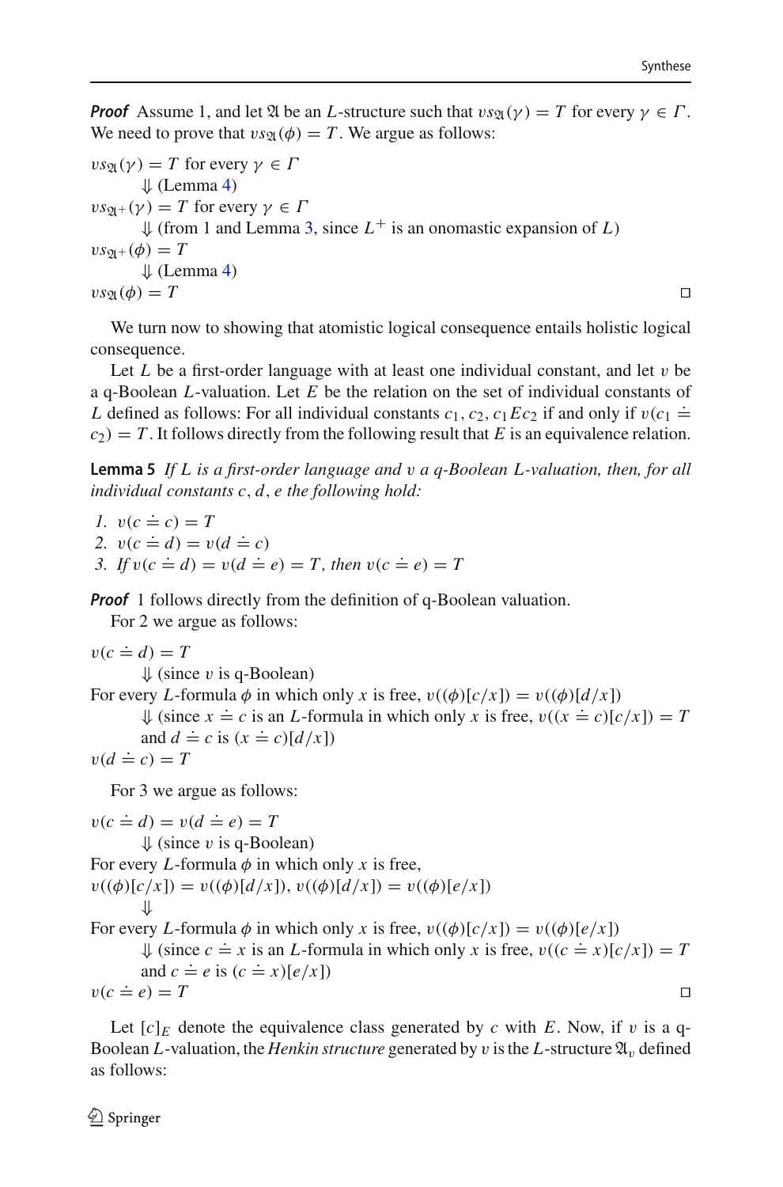***Proof*** Assume 1, and let $\mathfrak{A}$ be an $L$-structure such that $vs_{\mathfrak{A}}(\gamma) = T$ for every $\gamma \in \Gamma$. We need to prove that $vs_{\mathfrak{A}}(\phi) = T$. We argue as follows:

$vs_{\mathfrak{A}}(\gamma) = T$ for every $\gamma \in \Gamma$
 $\Downarrow$ (Lemma 4)
$vs_{\mathfrak{A}^+}(\gamma) = T$ for every $\gamma \in \Gamma$
 $\Downarrow$ (from 1 and Lemma 3, since $L^+$ is an onomastic expansion of $L$)
$vs_{\mathfrak{A}^+}(\phi) = T$
 $\Downarrow$ (Lemma 4)
$vs_{\mathfrak{A}}(\phi) = T$ □

We turn now to showing that atomistic logical consequence entails holistic logical consequence.

Let $L$ be a first-order language with at least one individual constant, and let $v$ be a q-Boolean $L$-valuation. Let $E$ be the relation on the set of individual constants of $L$ defined as follows: For all individual constants $c_1, c_2$, $c_1 E c_2$ if and only if $v(c_1 \doteq c_2) = T$. It follows directly from the following result that $E$ is an equivalence relation.

**Lemma 5** *If $L$ is a first-order language and $v$ a q-Boolean $L$-valuation, then, for all individual constants $c, d, e$ the following hold:*

1. $v(c \doteq c) = T$
2. $v(c \doteq d) = v(d \doteq c)$
3. *If* $v(c \doteq d) = v(d \doteq e) = T$*, then* $v(c \doteq e) = T$

***Proof*** 1 follows directly from the definition of q-Boolean valuation.

For 2 we argue as follows:

$v(c \doteq d) = T$
 $\Downarrow$ (since $v$ is q-Boolean)
For every $L$-formula $\phi$ in which only $x$ is free, $v((\phi)[c/x]) = v((\phi)[d/x])$
 $\Downarrow$ (since $x \doteq c$ is an $L$-formula in which only $x$ is free, $v((x \doteq c)[c/x]) = T$ and $d \doteq c$ is $(x \doteq c)[d/x]$)
$v(d \doteq c) = T$

For 3 we argue as follows:

$v(c \doteq d) = v(d \doteq e) = T$
 $\Downarrow$ (since $v$ is q-Boolean)
For every $L$-formula $\phi$ in which only $x$ is free,
$v((\phi)[c/x]) = v((\phi)[d/x])$, $v((\phi)[d/x]) = v((\phi)[e/x])$
 $\Downarrow$
For every $L$-formula $\phi$ in which only $x$ is free, $v((\phi)[c/x]) = v((\phi)[e/x])$
 $\Downarrow$ (since $c \doteq x$ is an $L$-formula in which only $x$ is free, $v((c \doteq x)[c/x]) = T$ and $c \doteq e$ is $(c \doteq x)[e/x]$)
$v(c \doteq e) = T$ □

Let $[c]_E$ denote the equivalence class generated by $c$ with $E$. Now, if $v$ is a q-Boolean $L$-valuation, the *Henkin structure* generated by $v$ is the $L$-structure $\mathfrak{A}_v$ defined as follows: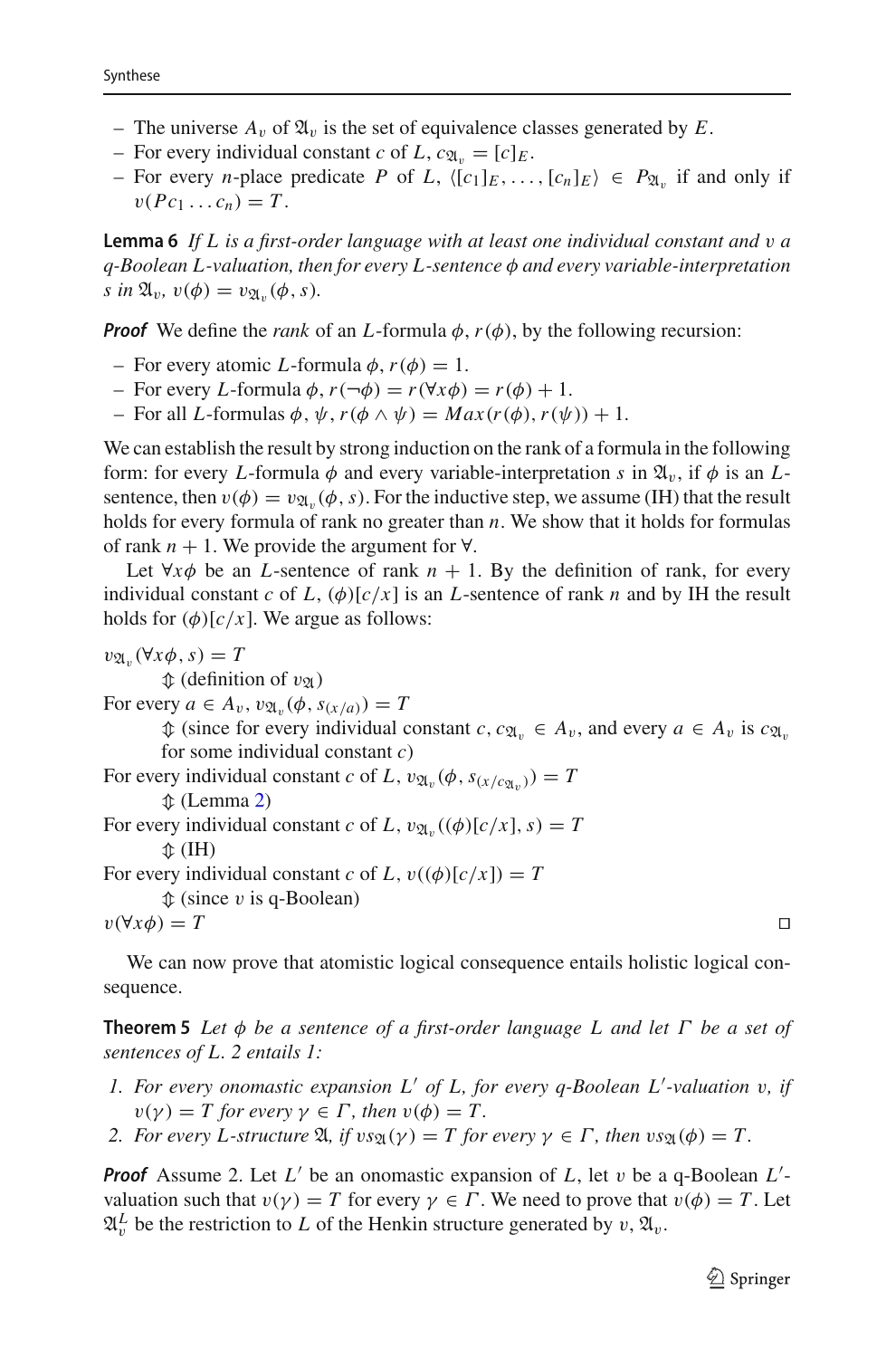- The universe $A_v$ of $\mathfrak{A}_v$ is the set of equivalence classes generated by $E$.
- For every individual constant $c$ of $L$, $c_{\mathfrak{A}_v} = [c]_E$.
- For every $n$-place predicate $P$ of $L$, $\langle [c_1]_E, \ldots, [c_n]_E \rangle \in P_{\mathfrak{A}_v}$ if and only if $v(Pc_1 \ldots c_n) = T$.

**Lemma 6** *If $L$ is a first-order language with at least one individual constant and $v$ a q-Boolean $L$-valuation, then for every $L$-sentence $\phi$ and every variable-interpretation $s$ in $\mathfrak{A}_v$, $v(\phi) = v_{\mathfrak{A}_v}(\phi, s)$.*

***Proof*** We define the *rank* of an $L$-formula $\phi$, $r(\phi)$, by the following recursion:

- For every atomic $L$-formula $\phi$, $r(\phi) = 1$.
- For every $L$-formula $\phi$, $r(\neg\phi) = r(\forall x\phi) = r(\phi) + 1$.
- For all $L$-formulas $\phi, \psi$, $r(\phi \wedge \psi) = Max(r(\phi), r(\psi)) + 1$.

We can establish the result by strong induction on the rank of a formula in the following form: for every $L$-formula $\phi$ and every variable-interpretation $s$ in $\mathfrak{A}_v$, if $\phi$ is an $L$-sentence, then $v(\phi) = v_{\mathfrak{A}_v}(\phi, s)$. For the inductive step, we assume (IH) that the result holds for every formula of rank no greater than $n$. We show that it holds for formulas of rank $n + 1$. We provide the argument for $\forall$.

Let $\forall x\phi$ be an $L$-sentence of rank $n + 1$. By the definition of rank, for every individual constant $c$ of $L$, $(\phi)[c/x]$ is an $L$-sentence of rank $n$ and by IH the result holds for $(\phi)[c/x]$. We argue as follows:

$v_{\mathfrak{A}_v}(\forall x\phi, s) = T$

$\Updownarrow$ (definition of $v_{\mathfrak{A}}$)

For every $a \in A_v$, $v_{\mathfrak{A}_v}(\phi, s_{(x/a)}) = T$

$\Updownarrow$ (since for every individual constant $c$, $c_{\mathfrak{A}_v} \in A_v$, and every $a \in A_v$ is $c_{\mathfrak{A}_v}$ for some individual constant $c$)

For every individual constant $c$ of $L$, $v_{\mathfrak{A}_v}(\phi, s_{(x/c_{\mathfrak{A}_v})}) = T$

$\Updownarrow$ (Lemma 2)

For every individual constant $c$ of $L$, $v_{\mathfrak{A}_v}((\phi)[c/x], s) = T$

$\Updownarrow$ (IH)

For every individual constant $c$ of $L$, $v((\phi)[c/x]) = T$

$\Updownarrow$ (since $v$ is q-Boolean)

$v(\forall x\phi) = T$ □

We can now prove that atomistic logical consequence entails holistic logical consequence.

**Theorem 5** *Let $\phi$ be a sentence of a first-order language $L$ and let $\Gamma$ be a set of sentences of $L$. 2 entails 1:*

1. *For every onomastic expansion $L'$ of $L$, for every q-Boolean $L'$-valuation $v$, if $v(\gamma) = T$ for every $\gamma \in \Gamma$, then $v(\phi) = T$.*
2. *For every $L$-structure $\mathfrak{A}$, if $vs_{\mathfrak{A}}(\gamma) = T$ for every $\gamma \in \Gamma$, then $vs_{\mathfrak{A}}(\phi) = T$.*

***Proof*** Assume 2. Let $L'$ be an onomastic expansion of $L$, let $v$ be a q-Boolean $L'$-valuation such that $v(\gamma) = T$ for every $\gamma \in \Gamma$. We need to prove that $v(\phi) = T$. Let $\mathfrak{A}^L_v$ be the restriction to $L$ of the Henkin structure generated by $v$, $\mathfrak{A}_v$.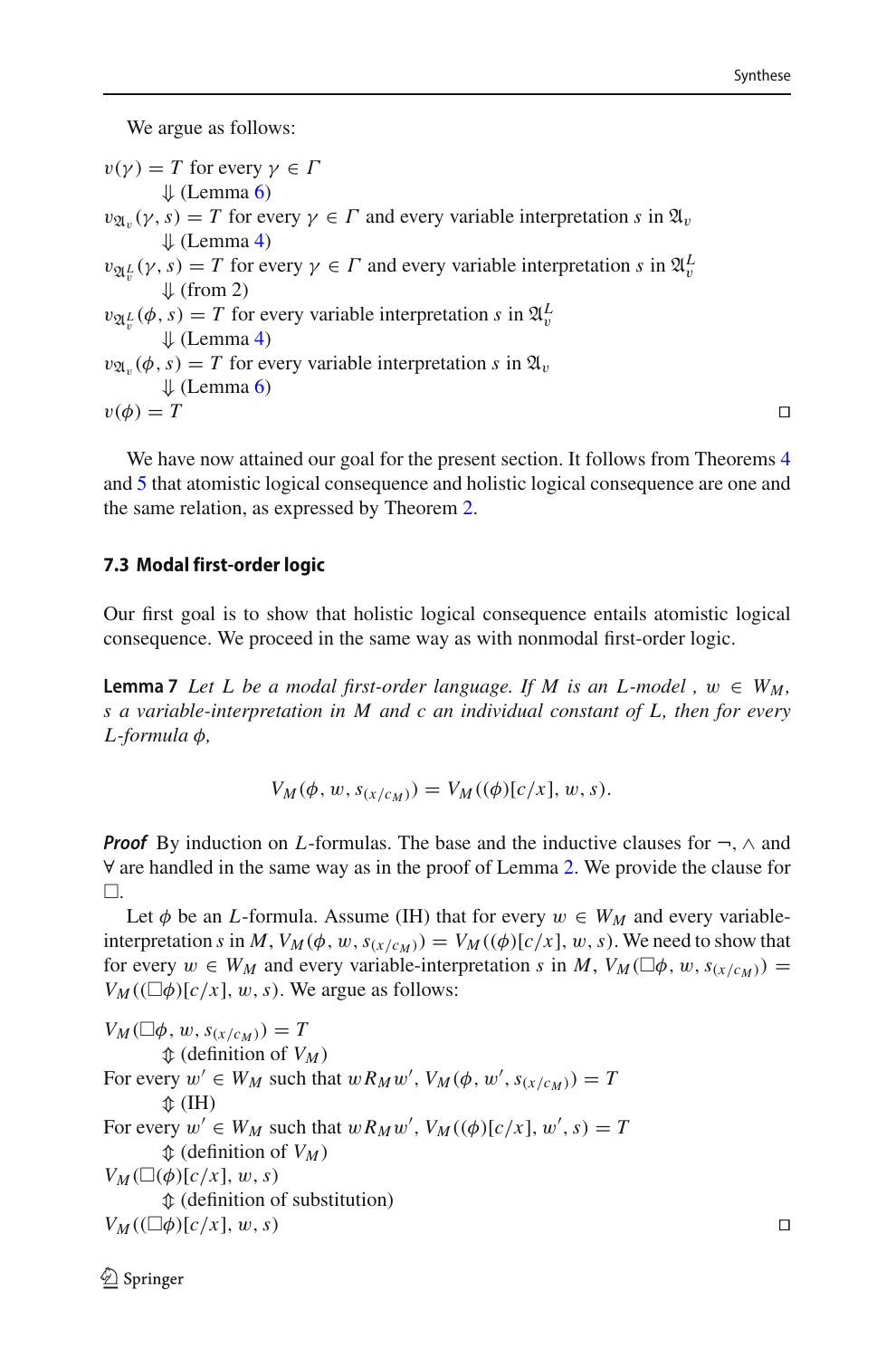We argue as follows:

$v(\gamma) = T$ for every $\gamma \in \Gamma$

$\Downarrow$ (Lemma 6)

$v_{\mathfrak{A}_v}(\gamma, s) = T$ for every $\gamma \in \Gamma$ and every variable interpretation $s$ in $\mathfrak{A}_v$

$\Downarrow$ (Lemma 4)

$v_{\mathfrak{A}_v^L}(\gamma, s) = T$ for every $\gamma \in \Gamma$ and every variable interpretation $s$ in $\mathfrak{A}_v^L$

$\Downarrow$ (from 2)

$v_{\mathfrak{A}_v^L}(\phi, s) = T$ for every variable interpretation $s$ in $\mathfrak{A}_v^L$

$\Downarrow$ (Lemma 4)

$v_{\mathfrak{A}_v}(\phi, s) = T$ for every variable interpretation $s$ in $\mathfrak{A}_v$

$\Downarrow$ (Lemma 6)

$v(\phi) = T$ □

We have now attained our goal for the present section. It follows from Theorems 4 and 5 that atomistic logical consequence and holistic logical consequence are one and the same relation, as expressed by Theorem 2.

### 7.3 Modal first-order logic

Our first goal is to show that holistic logical consequence entails atomistic logical consequence. We proceed in the same way as with nonmodal first-order logic.

**Lemma 7** *Let $L$ be a modal first-order language. If $M$ is an $L$-model , $w \in W_M$, $s$ a variable-interpretation in $M$ and $c$ an individual constant of $L$, then for every $L$-formula $\phi$,*

$$V_M(\phi, w, s_{(x/c_M)}) = V_M((\phi)[c/x], w, s).$$

***Proof*** By induction on $L$-formulas. The base and the inductive clauses for $\neg$, $\wedge$ and $\forall$ are handled in the same way as in the proof of Lemma 2. We provide the clause for $\Box$.

Let $\phi$ be an $L$-formula. Assume (IH) that for every $w \in W_M$ and every variable-interpretation $s$ in $M$, $V_M(\phi, w, s_{(x/c_M)}) = V_M((\phi)[c/x], w, s)$. We need to show that for every $w \in W_M$ and every variable-interpretation $s$ in $M$, $V_M(\Box\phi, w, s_{(x/c_M)}) = V_M((\Box\phi)[c/x], w, s)$. We argue as follows:

$V_M(\Box\phi, w, s_{(x/c_M)}) = T$

$\Updownarrow$ (definition of $V_M$)

For every $w' \in W_M$ such that $wR_M w'$, $V_M(\phi, w', s_{(x/c_M)}) = T$

$\Updownarrow$ (IH)

For every $w' \in W_M$ such that $wR_M w'$, $V_M((\phi)[c/x], w', s) = T$

$\Updownarrow$ (definition of $V_M$)

$V_M(\Box(\phi)[c/x], w, s)$

$\Updownarrow$ (definition of substitution)

$V_M((\Box\phi)[c/x], w, s)$ □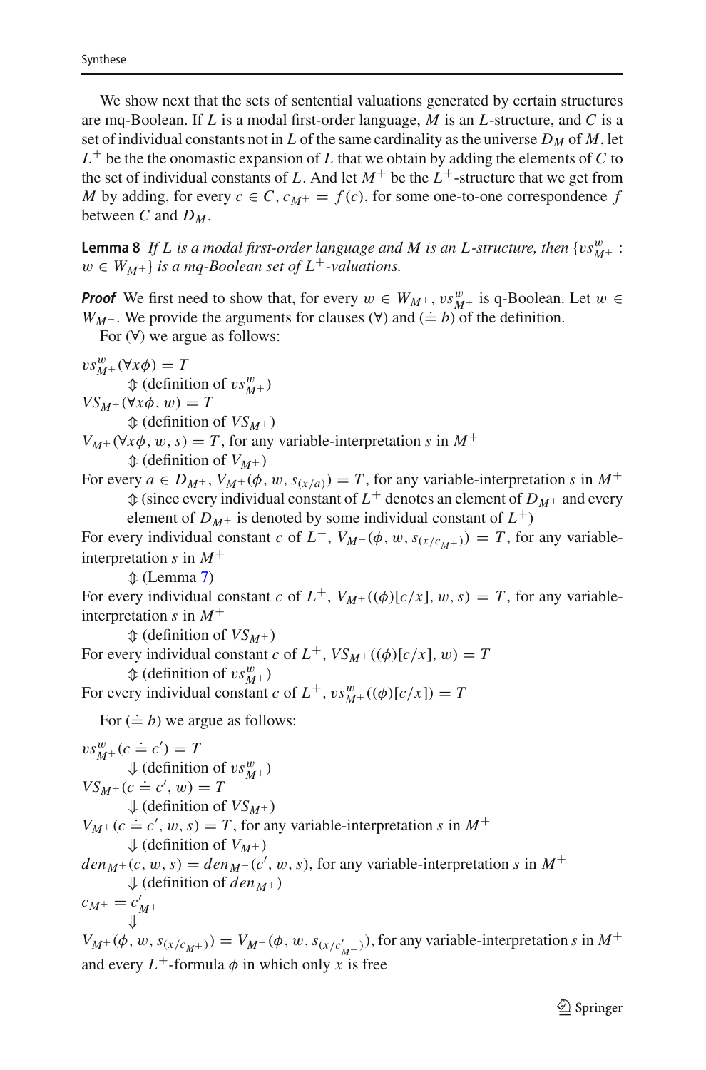We show next that the sets of sentential valuations generated by certain structures are mq-Boolean. If $L$ is a modal first-order language, $M$ is an $L$-structure, and $C$ is a set of individual constants not in $L$ of the same cardinality as the universe $D_M$ of $M$, let $L^+$ be the the onomastic expansion of $L$ that we obtain by adding the elements of $C$ to the set of individual constants of $L$. And let $M^+$ be the $L^+$-structure that we get from $M$ by adding, for every $c \in C$, $c_{M^+} = f(c)$, for some one-to-one correspondence $f$ between $C$ and $D_M$.

**Lemma 8** *If $L$ is a modal first-order language and $M$ is an $L$-structure, then $\{vs^w_{M^+} : w \in W_{M^+}\}$ is a mq-Boolean set of $L^+$-valuations.*

***Proof*** We first need to show that, for every $w \in W_{M^+}$, $vs^w_{M^+}$ is q-Boolean. Let $w \in W_{M^+}$. We provide the arguments for clauses (∀) and ($\doteq b$) of the definition.

For (∀) we argue as follows:

$vs^w_{M^+}(\forall x\phi) = T$

$\Updownarrow$ (definition of $vs^w_{M^+}$)

$VS_{M^+}(\forall x\phi, w) = T$

$\Updownarrow$ (definition of $VS_{M^+}$)

$V_{M^+}(\forall x\phi, w, s) = T$, for any variable-interpretation $s$ in $M^+$

$\Updownarrow$ (definition of $V_{M^+}$)

For every $a \in D_{M^+}$, $V_{M^+}(\phi, w, s_{(x/a)}) = T$, for any variable-interpretation $s$ in $M^+$

$\Updownarrow$ (since every individual constant of $L^+$ denotes an element of $D_{M^+}$ and every element of $D_{M^+}$ is denoted by some individual constant of $L^+$)

For every individual constant $c$ of $L^+$, $V_{M^+}(\phi, w, s_{(x/c_{M^+})}) = T$, for any variable-interpretation $s$ in $M^+$

$\Updownarrow$ (Lemma 7)

For every individual constant $c$ of $L^+$, $V_{M^+}((\phi)[c/x], w, s) = T$, for any variable-interpretation $s$ in $M^+$

$\Updownarrow$ (definition of $VS_{M^+}$)

For every individual constant $c$ of $L^+$, $VS_{M^+}((\phi)[c/x], w) = T$

$\Updownarrow$ (definition of $vs^w_{M^+}$)

For every individual constant $c$ of $L^+$, $vs^w_{M^+}((\phi)[c/x]) = T$

For ($\doteq b$) we argue as follows:

$vs^w_{M^+}(c \doteq c') = T$

$\Downarrow$ (definition of $vs^w_{M^+}$)

$VS_{M^+}(c \doteq c', w) = T$

$\Downarrow$ (definition of $VS_{M^+}$)

$V_{M^+}(c \doteq c', w, s) = T$, for any variable-interpretation $s$ in $M^+$

$\Downarrow$ (definition of $V_{M^+}$)

$den_{M^+}(c, w, s) = den_{M^+}(c', w, s)$, for any variable-interpretation $s$ in $M^+$

$\Downarrow$ (definition of $den_{M^+}$)

$c_{M^+} = c'_{M^+}$

$\Downarrow$

$V_{M^+}(\phi, w, s_{(x/c_{M^+})}) = V_{M^+}(\phi, w, s_{(x/c'_{M^+})})$, for any variable-interpretation $s$ in $M^+$ and every $L^+$-formula $\phi$ in which only $x$ is free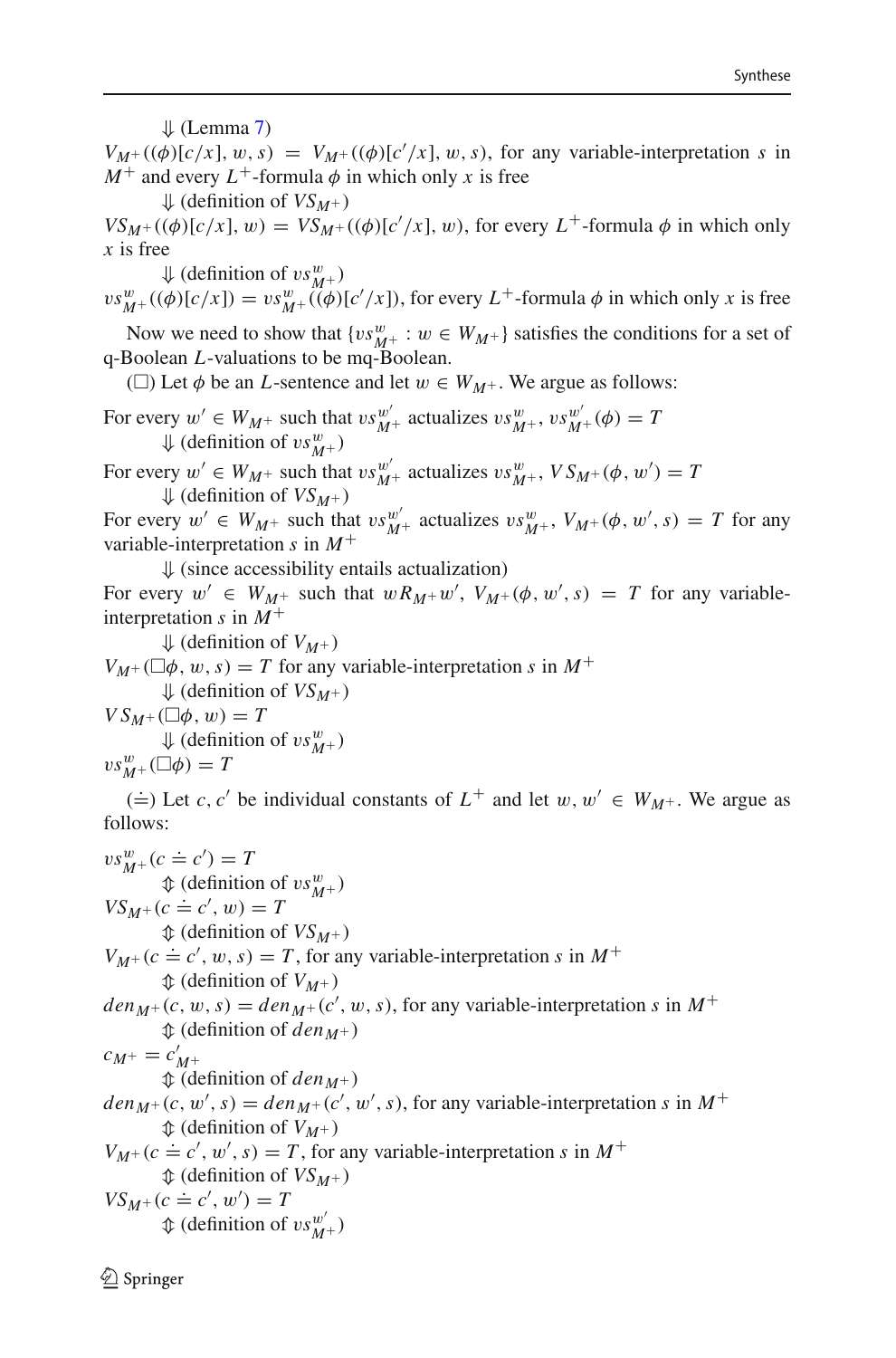$\Downarrow$ (Lemma 7)

$V_{M^+}((\phi)[c/x], w, s) = V_{M^+}((\phi)[c'/x], w, s)$, for any variable-interpretation $s$ in $M^+$ and every $L^+$-formula $\phi$ in which only $x$ is free

$\Downarrow$ (definition of $VS_{M^+}$)

$VS_{M^+}((\phi)[c/x], w) = VS_{M^+}((\phi)[c'/x], w)$, for every $L^+$-formula $\phi$ in which only $x$ is free

$\Downarrow$ (definition of $vs^w_{M^+}$)

$vs^w_{M^+}((\phi)[c/x]) = vs^w_{M^+}((\phi)[c'/x])$, for every $L^+$-formula $\phi$ in which only $x$ is free

Now we need to show that $\{vs^w_{M^+} : w \in W_{M^+}\}$ satisfies the conditions for a set of q-Boolean $L$-valuations to be mq-Boolean.

($\Box$) Let $\phi$ be an $L$-sentence and let $w \in W_{M^+}$. We argue as follows:

For every $w' \in W_{M^+}$ such that $vs^{w'}_{M^+}$ actualizes $vs^w_{M^+}$, $vs^{w'}_{M^+}(\phi) = T$

$\Downarrow$ (definition of $vs^w_{M^+}$)

For every $w' \in W_{M^+}$ such that $vs^{w'}_{M^+}$ actualizes $vs^w_{M^+}$, $VS_{M^+}(\phi, w') = T$

$\Downarrow$ (definition of $VS_{M^+}$)

For every $w' \in W_{M^+}$ such that $vs^{w'}_{M^+}$ actualizes $vs^w_{M^+}$, $V_{M^+}(\phi, w', s) = T$ for any variable-interpretation $s$ in $M^+$

$\Downarrow$ (since accessibility entails actualization)

For every $w' \in W_{M^+}$ such that $wR_{M^+}w'$, $V_{M^+}(\phi, w', s) = T$ for any variable-interpretation $s$ in $M^+$

$\Downarrow$ (definition of $V_{M^+}$)

$V_{M^+}(\Box\phi, w, s) = T$ for any variable-interpretation $s$ in $M^+$

$\Downarrow$ (definition of $VS_{M^+}$)

$VS_{M^+}(\Box\phi, w) = T$

$\Downarrow$ (definition of $vs^w_{M^+}$)

$vs^w_{M^+}(\Box\phi) = T$

($\doteq$) Let $c, c'$ be individual constants of $L^+$ and let $w, w' \in W_{M^+}$. We argue as follows:

$vs^w_{M^+}(c \doteq c') = T$

$\Updownarrow$ (definition of $vs^w_{M^+}$)

$VS_{M^+}(c \doteq c', w) = T$

$\Updownarrow$ (definition of $VS_{M^+}$)

$V_{M^+}(c \doteq c', w, s) = T$, for any variable-interpretation $s$ in $M^+$

$\Updownarrow$ (definition of $V_{M^+}$)

$den_{M^+}(c, w, s) = den_{M^+}(c', w, s)$, for any variable-interpretation $s$ in $M^+$

$\Updownarrow$ (definition of $den_{M^+}$)

$c_{M^+} = c'_{M^+}$

$\Updownarrow$ (definition of $den_{M^+}$)

$den_{M^+}(c, w', s) = den_{M^+}(c', w', s)$, for any variable-interpretation $s$ in $M^+$

$\Updownarrow$ (definition of $V_{M^+}$)

$V_{M^+}(c \doteq c', w', s) = T$, for any variable-interpretation $s$ in $M^+$

$\Updownarrow$ (definition of $VS_{M^+}$)

$VS_{M^+}(c \doteq c', w') = T$

$\Updownarrow$ (definition of $vs^{w'}_{M^+}$)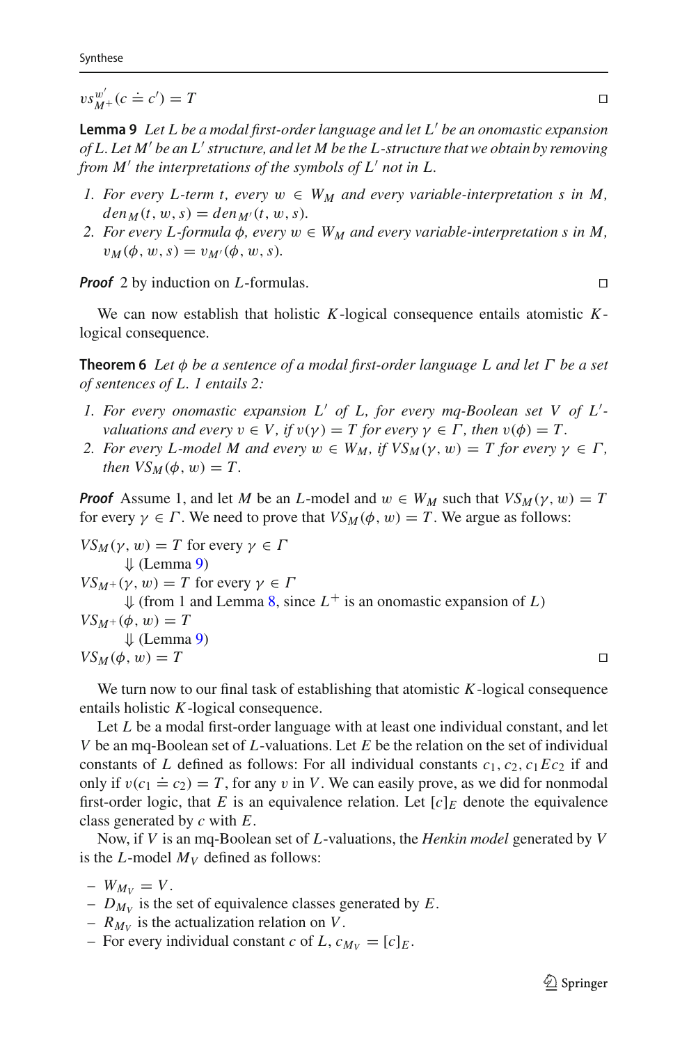$vs^{w'}_{M^+}(c \doteq c') = T$ □

**Lemma 9** *Let $L$ be a modal first-order language and let $L'$ be an onomastic expansion of $L$. Let $M'$ be an $L'$ structure, and let $M$ be the $L$-structure that we obtain by removing from $M'$ the interpretations of the symbols of $L'$ not in $L$.*

1. *For every $L$-term $t$, every $w \in W_M$ and every variable-interpretation $s$ in $M$, $den_M(t, w, s) = den_{M'}(t, w, s)$.*
2. *For every $L$-formula $\phi$, every $w \in W_M$ and every variable-interpretation $s$ in $M$, $v_M(\phi, w, s) = v_{M'}(\phi, w, s)$.*

***Proof*** 2 by induction on $L$-formulas. □

We can now establish that holistic $K$-logical consequence entails atomistic $K$-logical consequence.

**Theorem 6** *Let $\phi$ be a sentence of a modal first-order language $L$ and let $\Gamma$ be a set of sentences of $L$. 1 entails 2:*

1. *For every onomastic expansion $L'$ of $L$, for every mq-Boolean set $V$ of $L'$-valuations and every $v \in V$, if $v(\gamma) = T$ for every $\gamma \in \Gamma$, then $v(\phi) = T$.*
2. *For every $L$-model $M$ and every $w \in W_M$, if $VS_M(\gamma, w) = T$ for every $\gamma \in \Gamma$, then $VS_M(\phi, w) = T$.*

***Proof*** Assume 1, and let $M$ be an $L$-model and $w \in W_M$ such that $VS_M(\gamma, w) = T$ for every $\gamma \in \Gamma$. We need to prove that $VS_M(\phi, w) = T$. We argue as follows:

$VS_M(\gamma, w) = T$ for every $\gamma \in \Gamma$
    $\Downarrow$ (Lemma 9)
$VS_{M^+}(\gamma, w) = T$ for every $\gamma \in \Gamma$
    $\Downarrow$ (from 1 and Lemma 8, since $L^+$ is an onomastic expansion of $L$)
$VS_{M^+}(\phi, w) = T$
    $\Downarrow$ (Lemma 9)
$VS_M(\phi, w) = T$ □

We turn now to our final task of establishing that atomistic $K$-logical consequence entails holistic $K$-logical consequence.

Let $L$ be a modal first-order language with at least one individual constant, and let $V$ be an mq-Boolean set of $L$-valuations. Let $E$ be the relation on the set of individual constants of $L$ defined as follows: For all individual constants $c_1, c_2$, $c_1 E c_2$ if and only if $v(c_1 \doteq c_2) = T$, for any $v$ in $V$. We can easily prove, as we did for nonmodal first-order logic, that $E$ is an equivalence relation. Let $[c]_E$ denote the equivalence class generated by $c$ with $E$.

Now, if $V$ is an mq-Boolean set of $L$-valuations, the *Henkin model* generated by $V$ is the $L$-model $M_V$ defined as follows:

- $W_{M_V} = V$.
- $D_{M_V}$ is the set of equivalence classes generated by $E$.
- $R_{M_V}$ is the actualization relation on $V$.
- For every individual constant $c$ of $L$, $c_{M_V} = [c]_E$.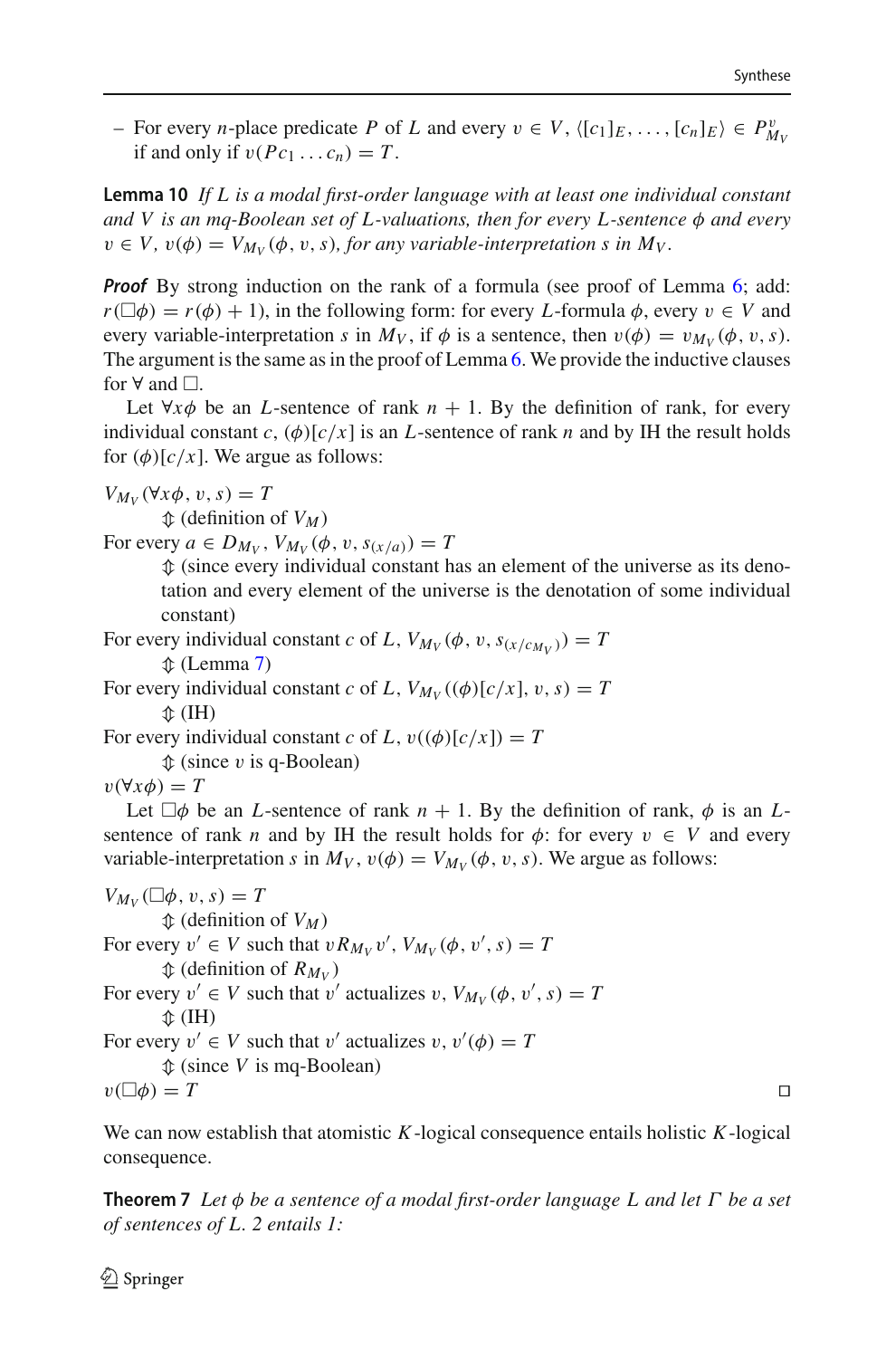– For every $n$-place predicate $P$ of $L$ and every $v \in V$, $\langle [c_1]_E, \ldots, [c_n]_E \rangle \in P^{v}_{M_V}$ if and only if $v(Pc_1 \ldots c_n) = T$.

**Lemma 10** *If $L$ is a modal first-order language with at least one individual constant and $V$ is an mq-Boolean set of $L$-valuations, then for every $L$-sentence $\phi$ and every $v \in V$, $v(\phi) = V_{M_V}(\phi, v, s)$, for any variable-interpretation $s$ in $M_V$.*

***Proof*** By strong induction on the rank of a formula (see proof of Lemma 6; add: $r(\Box\phi) = r(\phi) + 1$), in the following form: for every $L$-formula $\phi$, every $v \in V$ and every variable-interpretation $s$ in $M_V$, if $\phi$ is a sentence, then $v(\phi) = v_{M_V}(\phi, v, s)$. The argument is the same as in the proof of Lemma 6. We provide the inductive clauses for $\forall$ and $\Box$.

Let $\forall x \phi$ be an $L$-sentence of rank $n + 1$. By the definition of rank, for every individual constant $c$, $(\phi)[c/x]$ is an $L$-sentence of rank $n$ and by IH the result holds for $(\phi)[c/x]$. We argue as follows:

$V_{M_V}(\forall x \phi, v, s) = T$

$\quad\Updownarrow$ (definition of $V_M$)

For every $a \in D_{M_V}$, $V_{M_V}(\phi, v, s_{(x/a)}) = T$

$\quad\Updownarrow$ (since every individual constant has an element of the universe as its denotation and every element of the universe is the denotation of some individual constant)

For every individual constant $c$ of $L$, $V_{M_V}(\phi, v, s_{(x/c_{M_V})}) = T$

$\quad\Updownarrow$ (Lemma 7)

For every individual constant $c$ of $L$, $V_{M_V}((\phi)[c/x], v, s) = T$

$\quad\Updownarrow$ (IH)

For every individual constant $c$ of $L$, $v((\phi)[c/x]) = T$

$\quad\Updownarrow$ (since $v$ is q-Boolean)

$v(\forall x \phi) = T$

Let $\Box\phi$ be an $L$-sentence of rank $n + 1$. By the definition of rank, $\phi$ is an $L$-sentence of rank $n$ and by IH the result holds for $\phi$: for every $v \in V$ and every variable-interpretation $s$ in $M_V$, $v(\phi) = V_{M_V}(\phi, v, s)$. We argue as follows:

$V_{M_V}(\Box\phi, v, s) = T$

$\quad\Updownarrow$ (definition of $V_M$)

For every $v' \in V$ such that $vR_{M_V}v'$, $V_{M_V}(\phi, v', s) = T$

$\quad\Updownarrow$ (definition of $R_{M_V}$)

For every $v' \in V$ such that $v'$ actualizes $v$, $V_{M_V}(\phi, v', s) = T$

$\quad\Updownarrow$ (IH)

For every $v' \in V$ such that $v'$ actualizes $v$, $v'(\phi) = T$

$\quad\Updownarrow$ (since $V$ is mq-Boolean)

$v(\Box\phi) = T$ $\square$

We can now establish that atomistic $K$-logical consequence entails holistic $K$-logical consequence.

**Theorem 7** *Let $\phi$ be a sentence of a modal first-order language $L$ and let $\Gamma$ be a set of sentences of $L$. 2 entails 1:*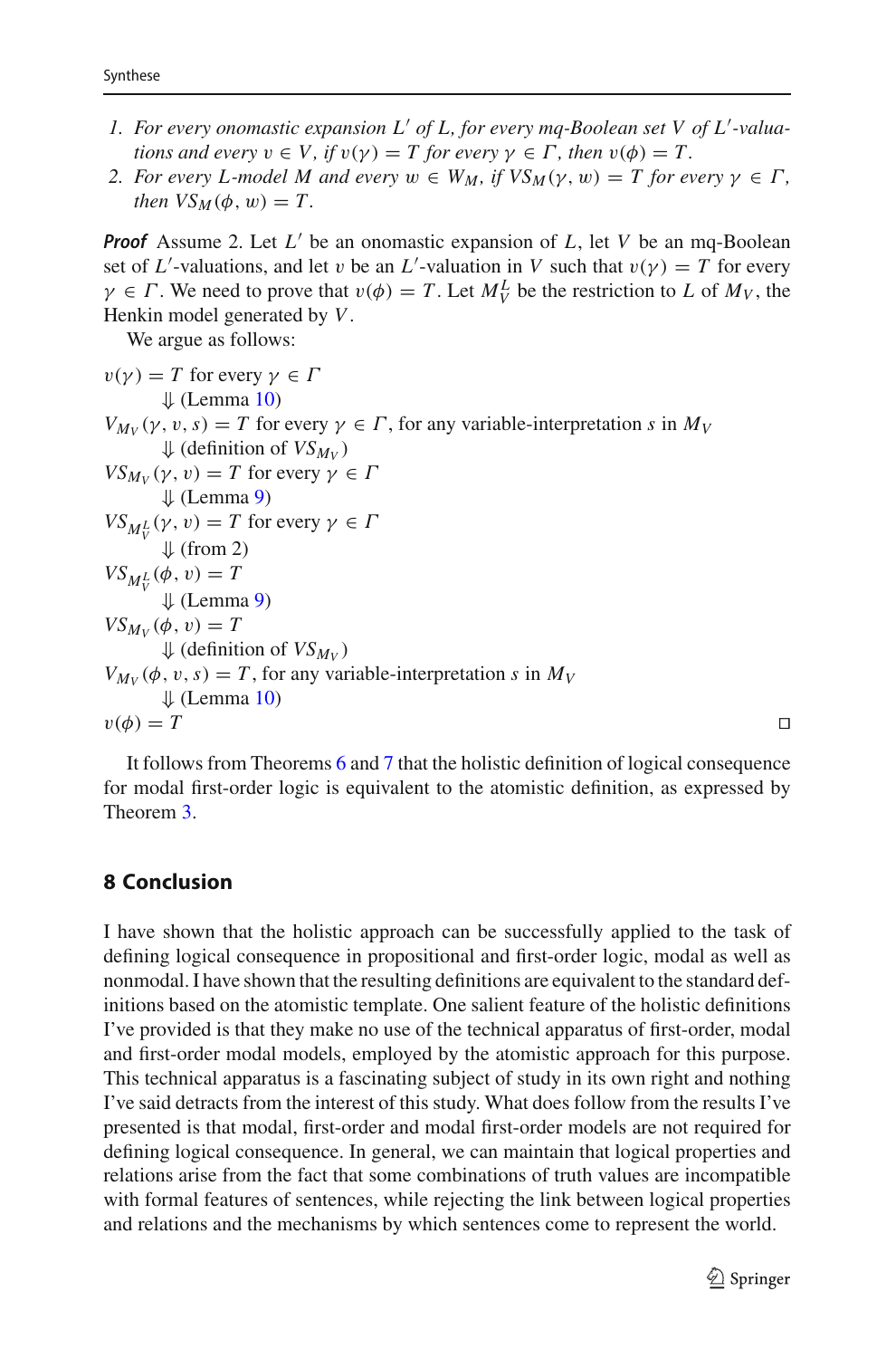1. *For every onomastic expansion $L'$ of $L$, for every mq-Boolean set $V$ of $L'$-valuations and every $v \in V$, if $v(\gamma) = T$ for every $\gamma \in \Gamma$, then $v(\phi) = T$.*
2. *For every $L$-model $M$ and every $w \in W_M$, if $VS_M(\gamma, w) = T$ for every $\gamma \in \Gamma$, then $VS_M(\phi, w) = T$.*

***Proof*** Assume 2. Let $L'$ be an onomastic expansion of $L$, let $V$ be an mq-Boolean set of $L'$-valuations, and let $v$ be an $L'$-valuation in $V$ such that $v(\gamma) = T$ for every $\gamma \in \Gamma$. We need to prove that $v(\phi) = T$. Let $M_V^L$ be the restriction to $L$ of $M_V$, the Henkin model generated by $V$.

We argue as follows:

$v(\gamma) = T$ for every $\gamma \in \Gamma$
$\quad\Downarrow$ (Lemma 10)
$V_{M_V}(\gamma, v, s) = T$ for every $\gamma \in \Gamma$, for any variable-interpretation $s$ in $M_V$
$\quad\Downarrow$ (definition of $VS_{M_V}$)
$VS_{M_V}(\gamma, v) = T$ for every $\gamma \in \Gamma$
$\quad\Downarrow$ (Lemma 9)
$VS_{M_V^L}(\gamma, v) = T$ for every $\gamma \in \Gamma$
$\quad\Downarrow$ (from 2)
$VS_{M_V^L}(\phi, v) = T$
$\quad\Downarrow$ (Lemma 9)
$VS_{M_V}(\phi, v) = T$
$\quad\Downarrow$ (definition of $VS_{M_V}$)
$V_{M_V}(\phi, v, s) = T$, for any variable-interpretation $s$ in $M_V$
$\quad\Downarrow$ (Lemma 10)
$v(\phi) = T$ □

It follows from Theorems 6 and 7 that the holistic definition of logical consequence for modal first-order logic is equivalent to the atomistic definition, as expressed by Theorem 3.

## 8 Conclusion

I have shown that the holistic approach can be successfully applied to the task of defining logical consequence in propositional and first-order logic, modal as well as nonmodal. I have shown that the resulting definitions are equivalent to the standard definitions based on the atomistic template. One salient feature of the holistic definitions I've provided is that they make no use of the technical apparatus of first-order, modal and first-order modal models, employed by the atomistic approach for this purpose. This technical apparatus is a fascinating subject of study in its own right and nothing I've said detracts from the interest of this study. What does follow from the results I've presented is that modal, first-order and modal first-order models are not required for defining logical consequence. In general, we can maintain that logical properties and relations arise from the fact that some combinations of truth values are incompatible with formal features of sentences, while rejecting the link between logical properties and relations and the mechanisms by which sentences come to represent the world.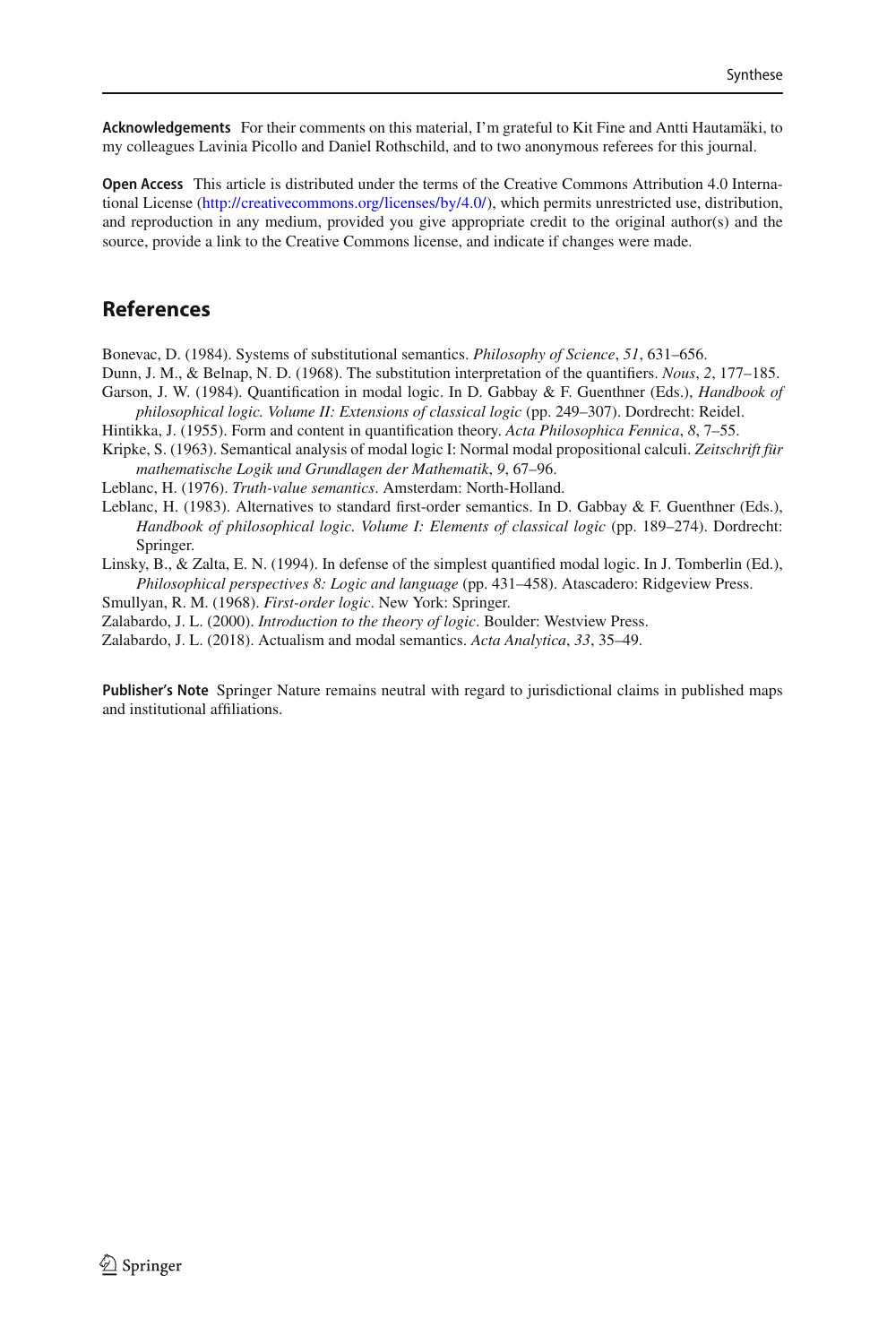**Acknowledgements** For their comments on this material, I'm grateful to Kit Fine and Antti Hautamäki, to my colleagues Lavinia Picollo and Daniel Rothschild, and to two anonymous referees for this journal.

**Open Access** This article is distributed under the terms of the Creative Commons Attribution 4.0 International License (http://creativecommons.org/licenses/by/4.0/), which permits unrestricted use, distribution, and reproduction in any medium, provided you give appropriate credit to the original author(s) and the source, provide a link to the Creative Commons license, and indicate if changes were made.

## References

Bonevac, D. (1984). Systems of substitutional semantics. *Philosophy of Science*, *51*, 631–656.

Dunn, J. M., & Belnap, N. D. (1968). The substitution interpretation of the quantifiers. *Nous*, *2*, 177–185.

Garson, J. W. (1984). Quantification in modal logic. In D. Gabbay & F. Guenthner (Eds.), *Handbook of philosophical logic. Volume II: Extensions of classical logic* (pp. 249–307). Dordrecht: Reidel.

Hintikka, J. (1955). Form and content in quantification theory. *Acta Philosophica Fennica*, *8*, 7–55.

Kripke, S. (1963). Semantical analysis of modal logic I: Normal modal propositional calculi. *Zeitschrift für mathematische Logik und Grundlagen der Mathematik*, *9*, 67–96.

Leblanc, H. (1976). *Truth-value semantics*. Amsterdam: North-Holland.

Leblanc, H. (1983). Alternatives to standard first-order semantics. In D. Gabbay & F. Guenthner (Eds.), *Handbook of philosophical logic. Volume I: Elements of classical logic* (pp. 189–274). Dordrecht: Springer.

Linsky, B., & Zalta, E. N. (1994). In defense of the simplest quantified modal logic. In J. Tomberlin (Ed.), *Philosophical perspectives 8: Logic and language* (pp. 431–458). Atascadero: Ridgeview Press.

Smullyan, R. M. (1968). *First-order logic*. New York: Springer.

Zalabardo, J. L. (2000). *Introduction to the theory of logic*. Boulder: Westview Press.

Zalabardo, J. L. (2018). Actualism and modal semantics. *Acta Analytica*, *33*, 35–49.

**Publisher's Note** Springer Nature remains neutral with regard to jurisdictional claims in published maps and institutional affiliations.